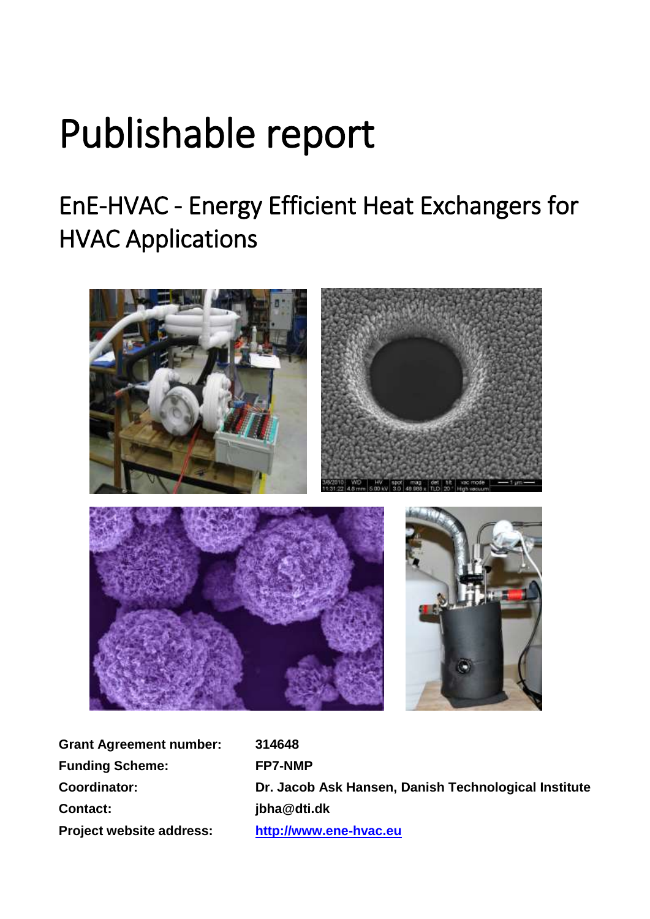# Publishable report

## EnE-HVAC - Energy Efficient Heat Exchangers for HVAC Applications

**Grant Agreement number:** **314648**

**Funding Scheme:** **FP7-NMP**

**Coordinator:** **Dr. Jacob Ask Hansen, Danish Technological Institute**

**Contact:** **jbha@dti.dk**

**Project website address:** **http://www.ene-hvac.eu**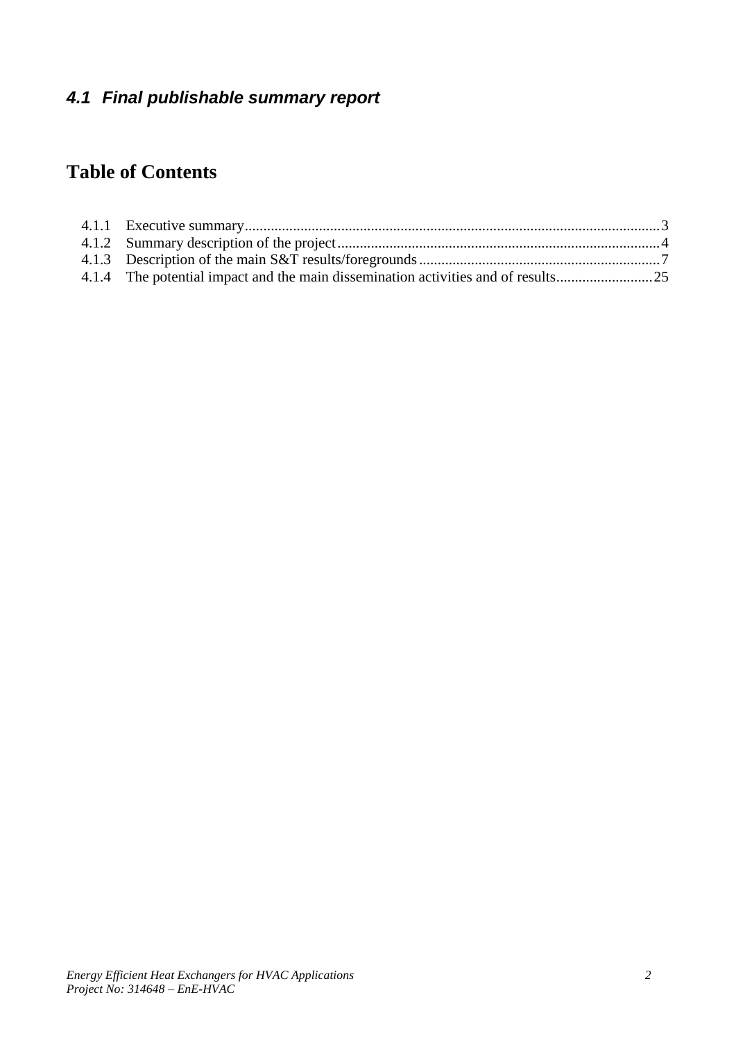### *4.1 Final publishable summary report*

## Table of Contents

4.1.1 Executive summary ............................................................ 3
4.1.2 Summary description of the project ............................................................ 4
4.1.3 Description of the main S&T results/foregrounds ............................................................ 7
4.1.4 The potential impact and the main dissemination activities and of results ............................................................ 25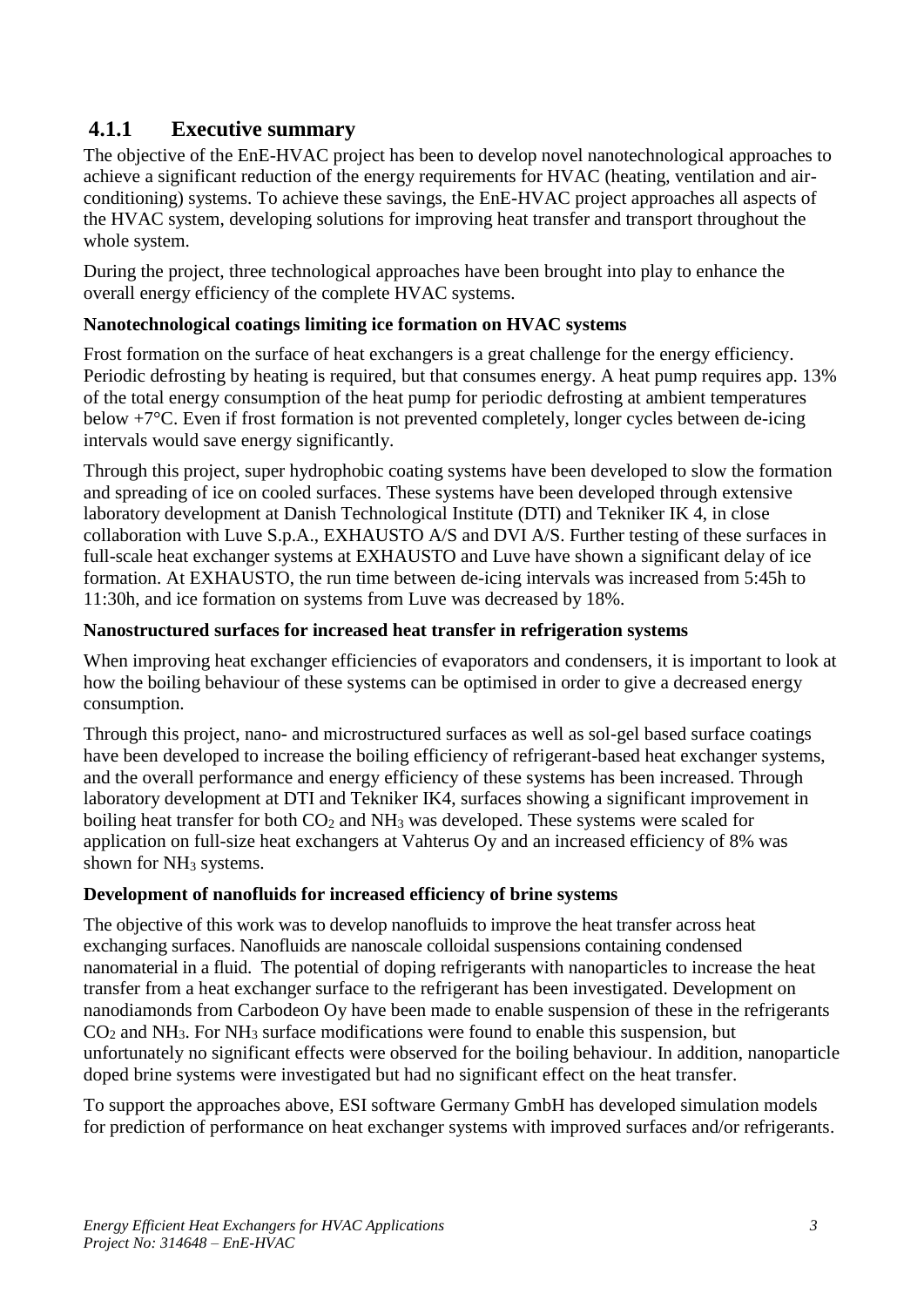### 4.1.1 Executive summary

The objective of the EnE-HVAC project has been to develop novel nanotechnological approaches to achieve a significant reduction of the energy requirements for HVAC (heating, ventilation and air-conditioning) systems. To achieve these savings, the EnE-HVAC project approaches all aspects of the HVAC system, developing solutions for improving heat transfer and transport throughout the whole system.

During the project, three technological approaches have been brought into play to enhance the overall energy efficiency of the complete HVAC systems.

**Nanotechnological coatings limiting ice formation on HVAC systems**

Frost formation on the surface of heat exchangers is a great challenge for the energy efficiency. Periodic defrosting by heating is required, but that consumes energy. A heat pump requires app. 13% of the total energy consumption of the heat pump for periodic defrosting at ambient temperatures below +7°C. Even if frost formation is not prevented completely, longer cycles between de-icing intervals would save energy significantly.

Through this project, super hydrophobic coating systems have been developed to slow the formation and spreading of ice on cooled surfaces. These systems have been developed through extensive laboratory development at Danish Technological Institute (DTI) and Tekniker IK 4, in close collaboration with Luve S.p.A., EXHAUSTO A/S and DVI A/S. Further testing of these surfaces in full-scale heat exchanger systems at EXHAUSTO and Luve have shown a significant delay of ice formation. At EXHAUSTO, the run time between de-icing intervals was increased from 5:45h to 11:30h, and ice formation on systems from Luve was decreased by 18%.

**Nanostructured surfaces for increased heat transfer in refrigeration systems**

When improving heat exchanger efficiencies of evaporators and condensers, it is important to look at how the boiling behaviour of these systems can be optimised in order to give a decreased energy consumption.

Through this project, nano- and microstructured surfaces as well as sol-gel based surface coatings have been developed to increase the boiling efficiency of refrigerant-based heat exchanger systems, and the overall performance and energy efficiency of these systems has been increased. Through laboratory development at DTI and Tekniker IK4, surfaces showing a significant improvement in boiling heat transfer for both $CO_2$ and $NH_3$ was developed. These systems were scaled for application on full-size heat exchangers at Vahterus Oy and an increased efficiency of 8% was shown for $NH_3$ systems.

**Development of nanofluids for increased efficiency of brine systems**

The objective of this work was to develop nanofluids to improve the heat transfer across heat exchanging surfaces. Nanofluids are nanoscale colloidal suspensions containing condensed nanomaterial in a fluid. The potential of doping refrigerants with nanoparticles to increase the heat transfer from a heat exchanger surface to the refrigerant has been investigated. Development on nanodiamonds from Carbodeon Oy have been made to enable suspension of these in the refrigerants $CO_2$ and $NH_3$. For $NH_3$ surface modifications were found to enable this suspension, but unfortunately no significant effects were observed for the boiling behaviour. In addition, nanoparticle doped brine systems were investigated but had no significant effect on the heat transfer.

To support the approaches above, ESI software Germany GmbH has developed simulation models for prediction of performance on heat exchanger systems with improved surfaces and/or refrigerants.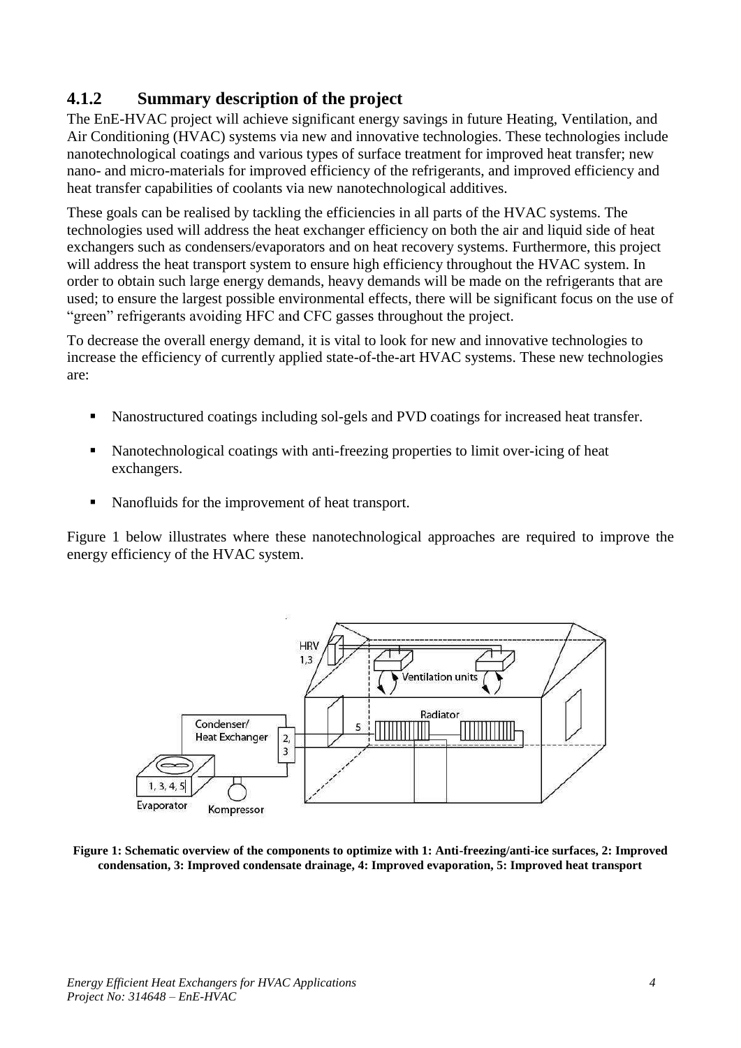## 4.1.2 Summary description of the project

The EnE-HVAC project will achieve significant energy savings in future Heating, Ventilation, and Air Conditioning (HVAC) systems via new and innovative technologies. These technologies include nanotechnological coatings and various types of surface treatment for improved heat transfer; new nano- and micro-materials for improved efficiency of the refrigerants, and improved efficiency and heat transfer capabilities of coolants via new nanotechnological additives.

These goals can be realised by tackling the efficiencies in all parts of the HVAC systems. The technologies used will address the heat exchanger efficiency on both the air and liquid side of heat exchangers such as condensers/evaporators and on heat recovery systems. Furthermore, this project will address the heat transport system to ensure high efficiency throughout the HVAC system. In order to obtain such large energy demands, heavy demands will be made on the refrigerants that are used; to ensure the largest possible environmental effects, there will be significant focus on the use of "green" refrigerants avoiding HFC and CFC gasses throughout the project.

To decrease the overall energy demand, it is vital to look for new and innovative technologies to increase the efficiency of currently applied state-of-the-art HVAC systems. These new technologies are:

- Nanostructured coatings including sol-gels and PVD coatings for increased heat transfer.
- Nanotechnological coatings with anti-freezing properties to limit over-icing of heat exchangers.
- Nanofluids for the improvement of heat transport.

Figure 1 below illustrates where these nanotechnological approaches are required to improve the energy efficiency of the HVAC system.

**Figure 1: Schematic overview of the components to optimize with 1: Anti-freezing/anti-ice surfaces, 2: Improved condensation, 3: Improved condensate drainage, 4: Improved evaporation, 5: Improved heat transport**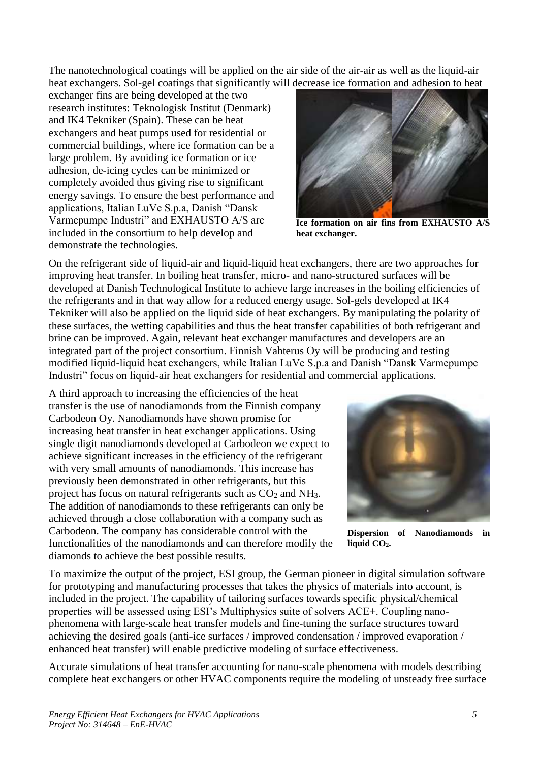The nanotechnological coatings will be applied on the air side of the air-air as well as the liquid-air heat exchangers. Sol-gel coatings that significantly will decrease ice formation and adhesion to heat exchanger fins are being developed at the two research institutes: Teknologisk Institut (Denmark) and IK4 Tekniker (Spain). These can be heat exchangers and heat pumps used for residential or commercial buildings, where ice formation can be a large problem. By avoiding ice formation or ice adhesion, de-icing cycles can be minimized or completely avoided thus giving rise to significant energy savings. To ensure the best performance and applications, Italian LuVe S.p.a, Danish "Dansk Varmepumpe Industri" and EXHAUSTO A/S are included in the consortium to help develop and demonstrate the technologies.

**Ice formation on air fins from EXHAUSTO A/S heat exchanger.**

On the refrigerant side of liquid-air and liquid-liquid heat exchangers, there are two approaches for improving heat transfer. In boiling heat transfer, micro- and nano-structured surfaces will be developed at Danish Technological Institute to achieve large increases in the boiling efficiencies of the refrigerants and in that way allow for a reduced energy usage. Sol-gels developed at IK4 Tekniker will also be applied on the liquid side of heat exchangers. By manipulating the polarity of these surfaces, the wetting capabilities and thus the heat transfer capabilities of both refrigerant and brine can be improved. Again, relevant heat exchanger manufactures and developers are an integrated part of the project consortium. Finnish Vahterus Oy will be producing and testing modified liquid-liquid heat exchangers, while Italian LuVe S.p.a and Danish "Dansk Varmepumpe Industri" focus on liquid-air heat exchangers for residential and commercial applications.

A third approach to increasing the efficiencies of the heat transfer is the use of nanodiamonds from the Finnish company Carbodeon Oy. Nanodiamonds have shown promise for increasing heat transfer in heat exchanger applications. Using single digit nanodiamonds developed at Carbodeon we expect to achieve significant increases in the efficiency of the refrigerant with very small amounts of nanodiamonds. This increase has previously been demonstrated in other refrigerants, but this project has focus on natural refrigerants such as $CO_2$ and $NH_3$. The addition of nanodiamonds to these refrigerants can only be achieved through a close collaboration with a company such as Carbodeon. The company has considerable control with the functionalities of the nanodiamonds and can therefore modify the diamonds to achieve the best possible results.

**Dispersion of Nanodiamonds in liquid $CO_2$.**

To maximize the output of the project, ESI group, the German pioneer in digital simulation software for prototyping and manufacturing processes that takes the physics of materials into account, is included in the project. The capability of tailoring surfaces towards specific physical/chemical properties will be assessed using ESI's Multiphysics suite of solvers ACE+. Coupling nano-phenomena with large-scale heat transfer models and fine-tuning the surface structures toward achieving the desired goals (anti-ice surfaces / improved condensation / improved evaporation / enhanced heat transfer) will enable predictive modeling of surface effectiveness.

Accurate simulations of heat transfer accounting for nano-scale phenomena with models describing complete heat exchangers or other HVAC components require the modeling of unsteady free surface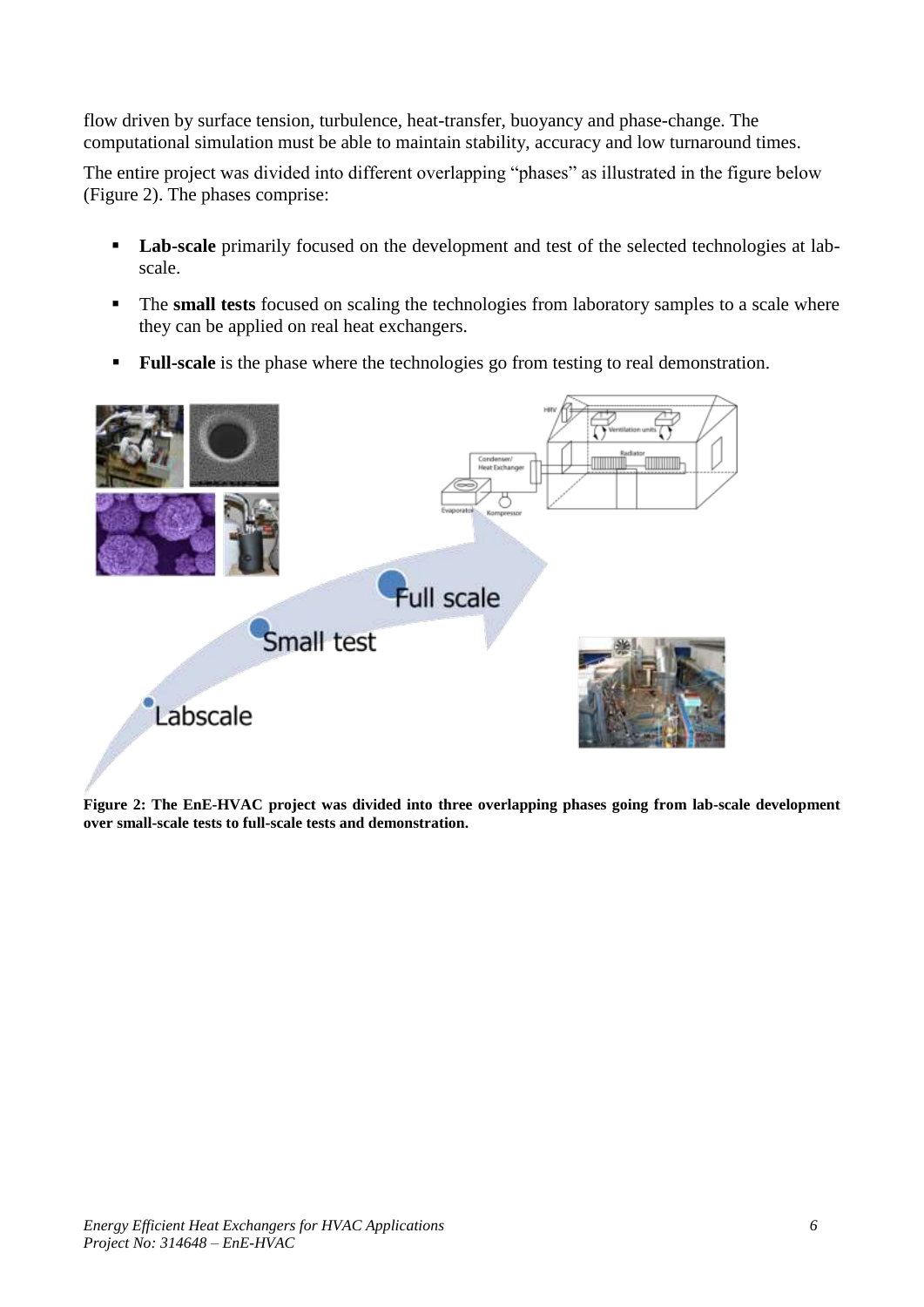flow driven by surface tension, turbulence, heat-transfer, buoyancy and phase-change. The computational simulation must be able to maintain stability, accuracy and low turnaround times.

The entire project was divided into different overlapping "phases" as illustrated in the figure below (Figure 2). The phases comprise:

- **Lab-scale** primarily focused on the development and test of the selected technologies at lab-scale.
- The **small tests** focused on scaling the technologies from laboratory samples to a scale where they can be applied on real heat exchangers.
- **Full-scale** is the phase where the technologies go from testing to real demonstration.

**Figure 2: The EnE-HVAC project was divided into three overlapping phases going from lab-scale development over small-scale tests to full-scale tests and demonstration.**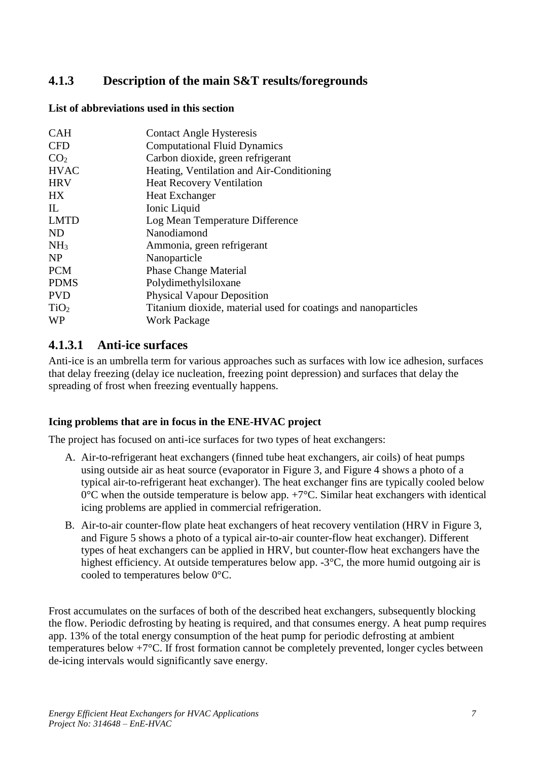### 4.1.3 Description of the main S&T results/foregrounds

**List of abbreviations used in this section**

| | |
|---|---|
| CAH | Contact Angle Hysteresis |
| CFD | Computational Fluid Dynamics |
| $CO_2$ | Carbon dioxide, green refrigerant |
| HVAC | Heating, Ventilation and Air-Conditioning |
| HRV | Heat Recovery Ventilation |
| HX | Heat Exchanger |
| IL | Ionic Liquid |
| LMTD | Log Mean Temperature Difference |
| ND | Nanodiamond |
| $NH_3$ | Ammonia, green refrigerant |
| NP | Nanoparticle |
| PCM | Phase Change Material |
| PDMS | Polydimethylsiloxane |
| PVD | Physical Vapour Deposition |
| $TiO_2$ | Titanium dioxide, material used for coatings and nanoparticles |
| WP | Work Package |

#### 4.1.3.1 Anti-ice surfaces

Anti-ice is an umbrella term for various approaches such as surfaces with low ice adhesion, surfaces that delay freezing (delay ice nucleation, freezing point depression) and surfaces that delay the spreading of frost when freezing eventually happens.

**Icing problems that are in focus in the ENE-HVAC project**

The project has focused on anti-ice surfaces for two types of heat exchangers:

A. Air-to-refrigerant heat exchangers (finned tube heat exchangers, air coils) of heat pumps using outside air as heat source (evaporator in Figure 3, and Figure 4 shows a photo of a typical air-to-refrigerant heat exchanger). The heat exchanger fins are typically cooled below 0°C when the outside temperature is below app. +7°C. Similar heat exchangers with identical icing problems are applied in commercial refrigeration.

B. Air-to-air counter-flow plate heat exchangers of heat recovery ventilation (HRV in Figure 3, and Figure 5 shows a photo of a typical air-to-air counter-flow heat exchanger). Different types of heat exchangers can be applied in HRV, but counter-flow heat exchangers have the highest efficiency. At outside temperatures below app. -3°C, the more humid outgoing air is cooled to temperatures below 0°C.

Frost accumulates on the surfaces of both of the described heat exchangers, subsequently blocking the flow. Periodic defrosting by heating is required, and that consumes energy. A heat pump requires app. 13% of the total energy consumption of the heat pump for periodic defrosting at ambient temperatures below +7°C. If frost formation cannot be completely prevented, longer cycles between de-icing intervals would significantly save energy.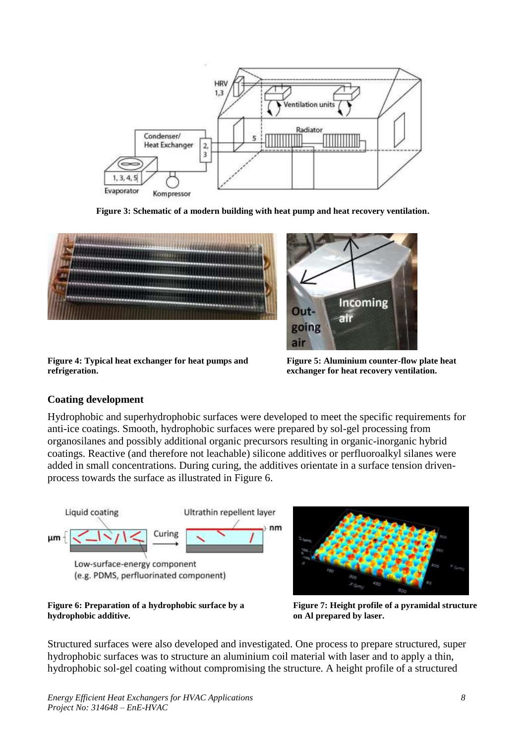Figure 3: Schematic of a modern building with heat pump and heat recovery ventilation.

Figure 4: Typical heat exchanger for heat pumps and refrigeration.

Figure 5: Aluminium counter-flow plate heat exchanger for heat recovery ventilation.

## Coating development

Hydrophobic and superhydrophobic surfaces were developed to meet the specific requirements for anti-ice coatings. Smooth, hydrophobic surfaces were prepared by sol-gel processing from organosilanes and possibly additional organic precursors resulting in organic-inorganic hybrid coatings. Reactive (and therefore not leachable) silicone additives or perfluoroalkyl silanes were added in small concentrations. During curing, the additives orientate in a surface tension driven-process towards the surface as illustrated in Figure 6.

Figure 6: Preparation of a hydrophobic surface by a hydrophobic additive.

Figure 7: Height profile of a pyramidal structure on Al prepared by laser.

Structured surfaces were also developed and investigated. One process to prepare structured, super hydrophobic surfaces was to structure an aluminium coil material with laser and to apply a thin, hydrophobic sol-gel coating without compromising the structure. A height profile of a structured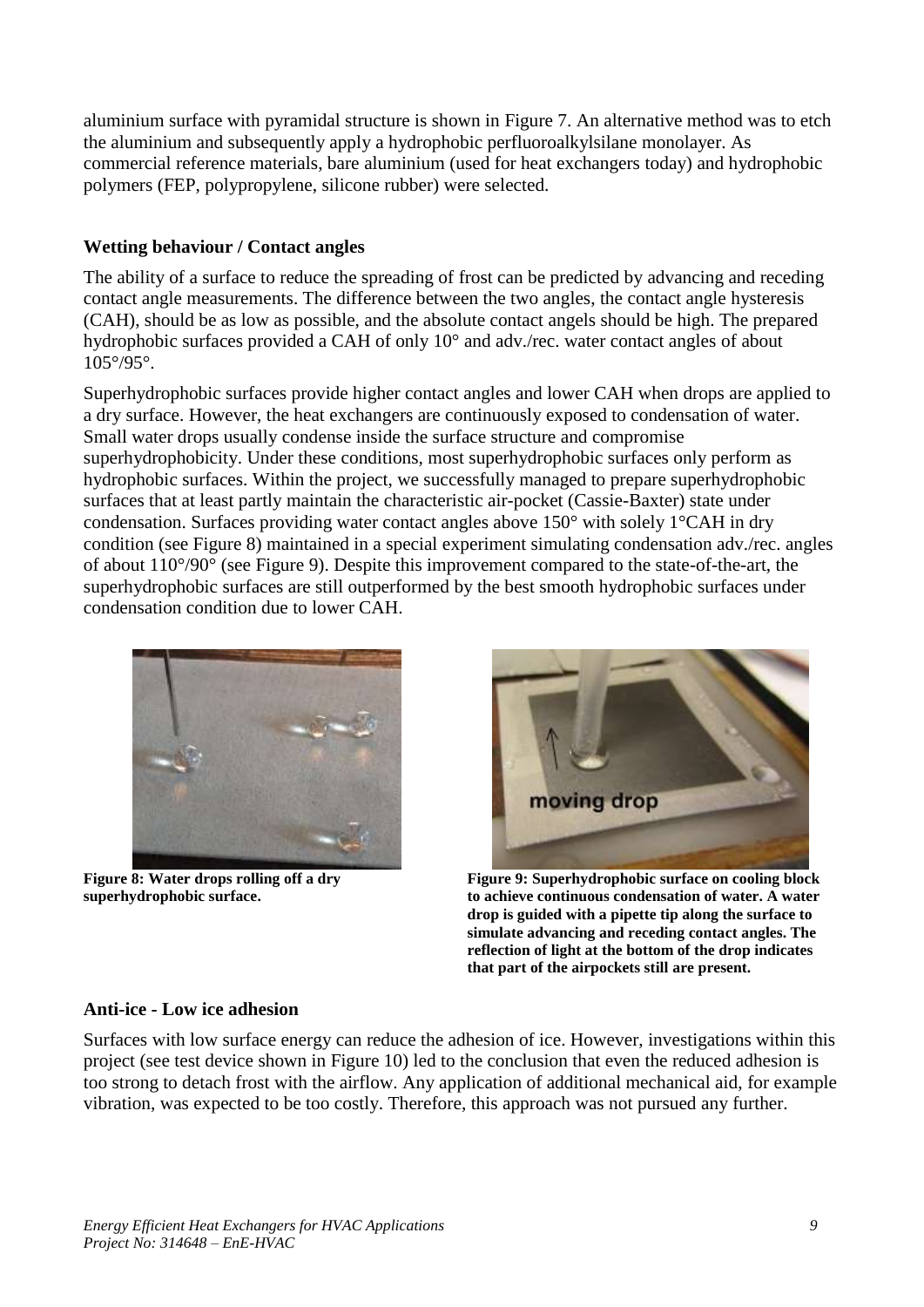aluminium surface with pyramidal structure is shown in Figure 7. An alternative method was to etch the aluminium and subsequently apply a hydrophobic perfluoroalkylsilane monolayer. As commercial reference materials, bare aluminium (used for heat exchangers today) and hydrophobic polymers (FEP, polypropylene, silicone rubber) were selected.

### Wetting behaviour / Contact angles

The ability of a surface to reduce the spreading of frost can be predicted by advancing and receding contact angle measurements. The difference between the two angles, the contact angle hysteresis (CAH), should be as low as possible, and the absolute contact angels should be high. The prepared hydrophobic surfaces provided a CAH of only 10° and adv./rec. water contact angles of about 105°/95°.

Superhydrophobic surfaces provide higher contact angles and lower CAH when drops are applied to a dry surface. However, the heat exchangers are continuously exposed to condensation of water. Small water drops usually condense inside the surface structure and compromise superhydrophobicity. Under these conditions, most superhydrophobic surfaces only perform as hydrophobic surfaces. Within the project, we successfully managed to prepare superhydrophobic surfaces that at least partly maintain the characteristic air-pocket (Cassie-Baxter) state under condensation. Surfaces providing water contact angles above 150° with solely 1°CAH in dry condition (see Figure 8) maintained in a special experiment simulating condensation adv./rec. angles of about 110°/90° (see Figure 9). Despite this improvement compared to the state-of-the-art, the superhydrophobic surfaces are still outperformed by the best smooth hydrophobic surfaces under condensation condition due to lower CAH.

**Figure 8: Water drops rolling off a dry superhydrophobic surface.**

**Figure 9: Superhydrophobic surface on cooling block to achieve continuous condensation of water. A water drop is guided with a pipette tip along the surface to simulate advancing and receding contact angles. The reflection of light at the bottom of the drop indicates that part of the airpockets still are present.**

### Anti-ice - Low ice adhesion

Surfaces with low surface energy can reduce the adhesion of ice. However, investigations within this project (see test device shown in Figure 10) led to the conclusion that even the reduced adhesion is too strong to detach frost with the airflow. Any application of additional mechanical aid, for example vibration, was expected to be too costly. Therefore, this approach was not pursued any further.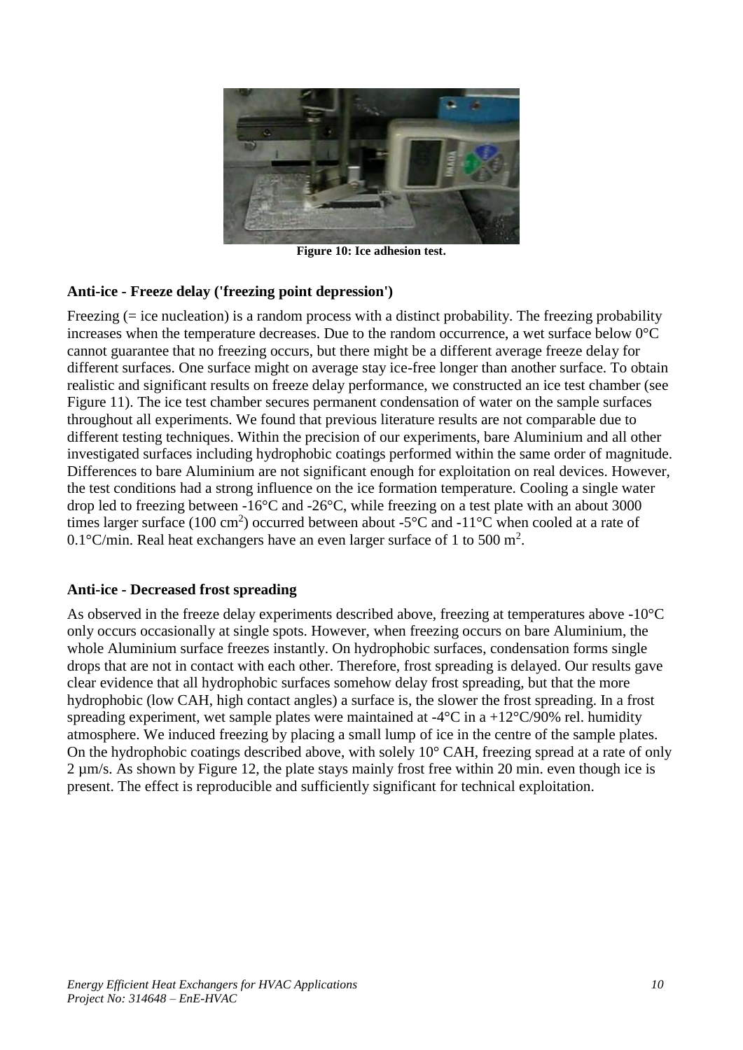Figure 10: Ice adhesion test.

### Anti-ice - Freeze delay ('freezing point depression')

Freezing (= ice nucleation) is a random process with a distinct probability. The freezing probability increases when the temperature decreases. Due to the random occurrence, a wet surface below 0°C cannot guarantee that no freezing occurs, but there might be a different average freeze delay for different surfaces. One surface might on average stay ice-free longer than another surface. To obtain realistic and significant results on freeze delay performance, we constructed an ice test chamber (see Figure 11). The ice test chamber secures permanent condensation of water on the sample surfaces throughout all experiments. We found that previous literature results are not comparable due to different testing techniques. Within the precision of our experiments, bare Aluminium and all other investigated surfaces including hydrophobic coatings performed within the same order of magnitude. Differences to bare Aluminium are not significant enough for exploitation on real devices. However, the test conditions had a strong influence on the ice formation temperature. Cooling a single water drop led to freezing between -16°C and -26°C, while freezing on a test plate with an about 3000 times larger surface (100 $cm^2$) occurred between about -5°C and -11°C when cooled at a rate of 0.1°C/min. Real heat exchangers have an even larger surface of 1 to 500 $m^2$.

### Anti-ice - Decreased frost spreading

As observed in the freeze delay experiments described above, freezing at temperatures above -10°C only occurs occasionally at single spots. However, when freezing occurs on bare Aluminium, the whole Aluminium surface freezes instantly. On hydrophobic surfaces, condensation forms single drops that are not in contact with each other. Therefore, frost spreading is delayed. Our results gave clear evidence that all hydrophobic surfaces somehow delay frost spreading, but that the more hydrophobic (low CAH, high contact angles) a surface is, the slower the frost spreading. In a frost spreading experiment, wet sample plates were maintained at -4°C in a +12°C/90% rel. humidity atmosphere. We induced freezing by placing a small lump of ice in the centre of the sample plates. On the hydrophobic coatings described above, with solely 10° CAH, freezing spread at a rate of only 2 µm/s. As shown by Figure 12, the plate stays mainly frost free within 20 min. even though ice is present. The effect is reproducible and sufficiently significant for technical exploitation.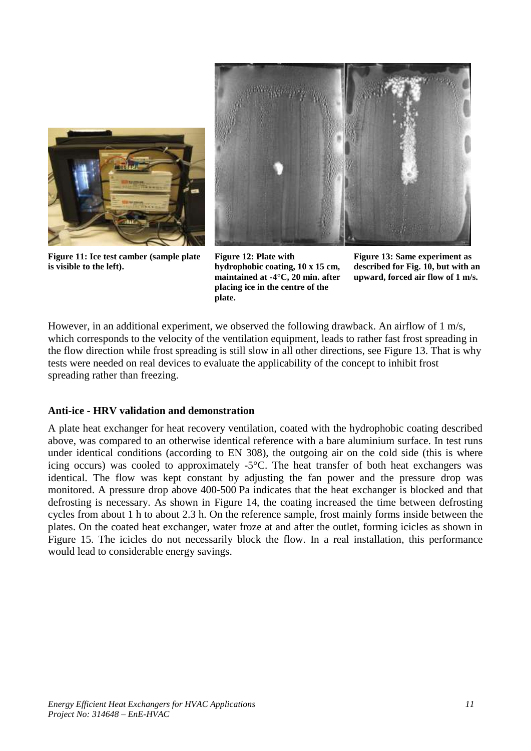**Figure 11: Ice test camber (sample plate is visible to the left).**

**Figure 12: Plate with hydrophobic coating, 10 x 15 cm, maintained at -4°C, 20 min. after placing ice in the centre of the plate.**

**Figure 13: Same experiment as described for Fig. 10, but with an upward, forced air flow of 1 m/s.**

However, in an additional experiment, we observed the following drawback. An airflow of 1 m/s, which corresponds to the velocity of the ventilation equipment, leads to rather fast frost spreading in the flow direction while frost spreading is still slow in all other directions, see Figure 13. That is why tests were needed on real devices to evaluate the applicability of the concept to inhibit frost spreading rather than freezing.

### Anti-ice - HRV validation and demonstration

A plate heat exchanger for heat recovery ventilation, coated with the hydrophobic coating described above, was compared to an otherwise identical reference with a bare aluminium surface. In test runs under identical conditions (according to EN 308), the outgoing air on the cold side (this is where icing occurs) was cooled to approximately -5°C. The heat transfer of both heat exchangers was identical. The flow was kept constant by adjusting the fan power and the pressure drop was monitored. A pressure drop above 400-500 Pa indicates that the heat exchanger is blocked and that defrosting is necessary. As shown in Figure 14, the coating increased the time between defrosting cycles from about 1 h to about 2.3 h. On the reference sample, frost mainly forms inside between the plates. On the coated heat exchanger, water froze at and after the outlet, forming icicles as shown in Figure 15. The icicles do not necessarily block the flow. In a real installation, this performance would lead to considerable energy savings.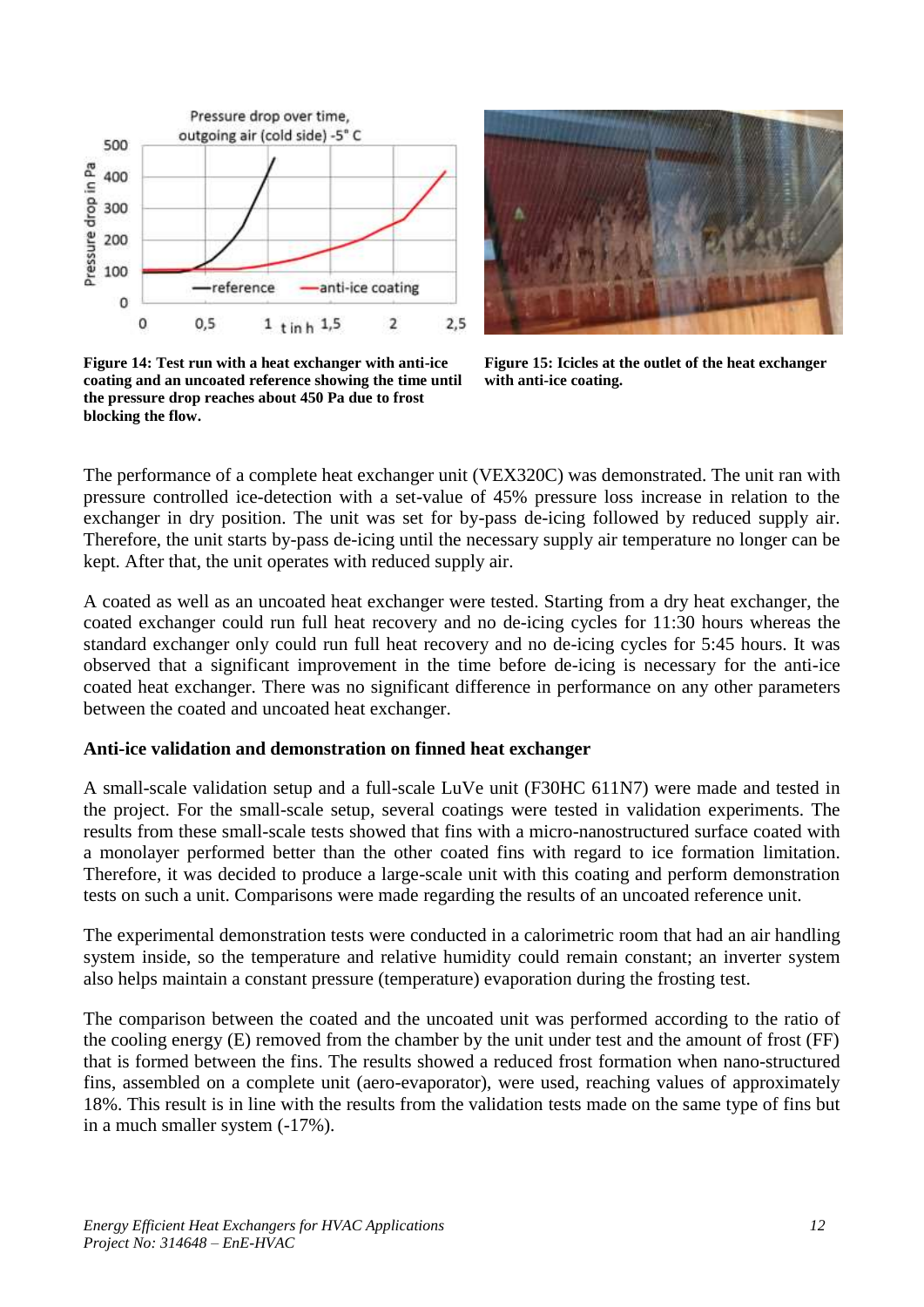**Figure 14: Test run with a heat exchanger with anti-ice coating and an uncoated reference showing the time until the pressure drop reaches about 450 Pa due to frost blocking the flow.**

**Figure 15: Icicles at the outlet of the heat exchanger with anti-ice coating.**

The performance of a complete heat exchanger unit (VEX320C) was demonstrated. The unit ran with pressure controlled ice-detection with a set-value of 45% pressure loss increase in relation to the exchanger in dry position. The unit was set for by-pass de-icing followed by reduced supply air. Therefore, the unit starts by-pass de-icing until the necessary supply air temperature no longer can be kept. After that, the unit operates with reduced supply air.

A coated as well as an uncoated heat exchanger were tested. Starting from a dry heat exchanger, the coated exchanger could run full heat recovery and no de-icing cycles for 11:30 hours whereas the standard exchanger only could run full heat recovery and no de-icing cycles for 5:45 hours. It was observed that a significant improvement in the time before de-icing is necessary for the anti-ice coated heat exchanger. There was no significant difference in performance on any other parameters between the coated and uncoated heat exchanger.

### Anti-ice validation and demonstration on finned heat exchanger

A small-scale validation setup and a full-scale LuVe unit (F30HC 611N7) were made and tested in the project. For the small-scale setup, several coatings were tested in validation experiments. The results from these small-scale tests showed that fins with a micro-nanostructured surface coated with a monolayer performed better than the other coated fins with regard to ice formation limitation. Therefore, it was decided to produce a large-scale unit with this coating and perform demonstration tests on such a unit. Comparisons were made regarding the results of an uncoated reference unit.

The experimental demonstration tests were conducted in a calorimetric room that had an air handling system inside, so the temperature and relative humidity could remain constant; an inverter system also helps maintain a constant pressure (temperature) evaporation during the frosting test.

The comparison between the coated and the uncoated unit was performed according to the ratio of the cooling energy (E) removed from the chamber by the unit under test and the amount of frost (FF) that is formed between the fins. The results showed a reduced frost formation when nano-structured fins, assembled on a complete unit (aero-evaporator), were used, reaching values of approximately 18%. This result is in line with the results from the validation tests made on the same type of fins but in a much smaller system (-17%).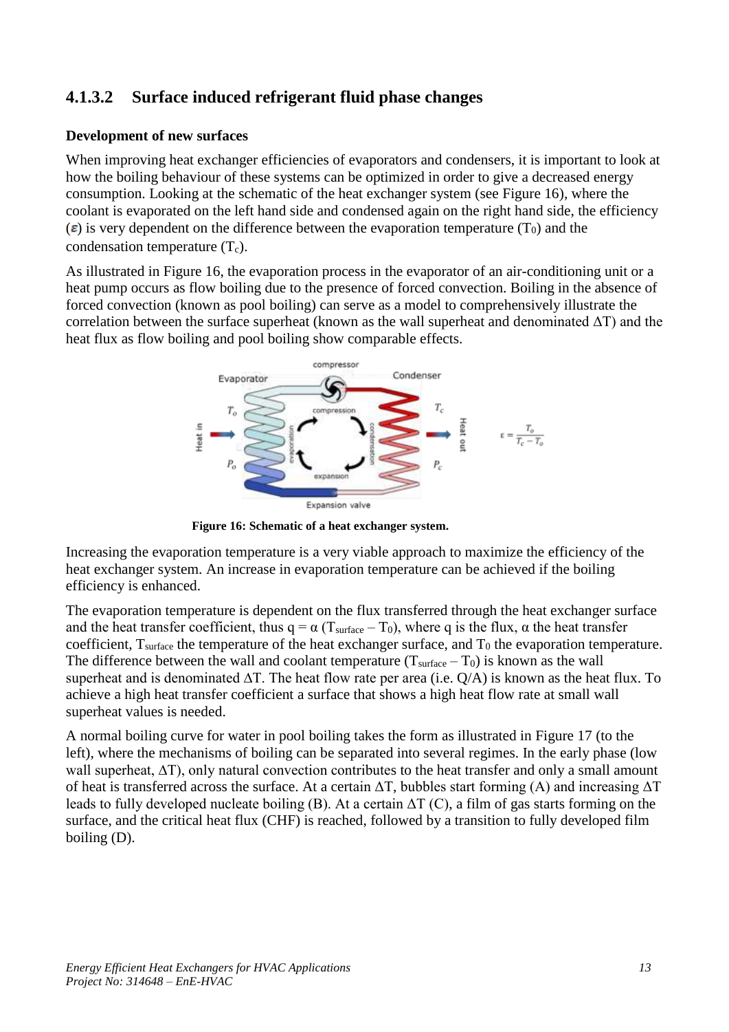### 4.1.3.2 Surface induced refrigerant fluid phase changes

**Development of new surfaces**

When improving heat exchanger efficiencies of evaporators and condensers, it is important to look at how the boiling behaviour of these systems can be optimized in order to give a decreased energy consumption. Looking at the schematic of the heat exchanger system (see Figure 16), where the coolant is evaporated on the left hand side and condensed again on the right hand side, the efficiency ($\varepsilon$) is very dependent on the difference between the evaporation temperature ($T_0$) and the condensation temperature ($T_c$).

As illustrated in Figure 16, the evaporation process in the evaporator of an air-conditioning unit or a heat pump occurs as flow boiling due to the presence of forced convection. Boiling in the absence of forced convection (known as pool boiling) can serve as a model to comprehensively illustrate the correlation between the surface superheat (known as the wall superheat and denominated ΔT) and the heat flux as flow boiling and pool boiling show comparable effects.

**Figure 16: Schematic of a heat exchanger system.**

Increasing the evaporation temperature is a very viable approach to maximize the efficiency of the heat exchanger system. An increase in evaporation temperature can be achieved if the boiling efficiency is enhanced.

The evaporation temperature is dependent on the flux transferred through the heat exchanger surface and the heat transfer coefficient, thus $q = \alpha\,(T_{surface} - T_0)$, where q is the flux, α the heat transfer coefficient, $T_{surface}$ the temperature of the heat exchanger surface, and $T_0$ the evaporation temperature. The difference between the wall and coolant temperature ($T_{surface} - T_0$) is known as the wall superheat and is denominated ΔT. The heat flow rate per area (i.e. Q/A) is known as the heat flux. To achieve a high heat transfer coefficient a surface that shows a high heat flow rate at small wall superheat values is needed.

A normal boiling curve for water in pool boiling takes the form as illustrated in Figure 17 (to the left), where the mechanisms of boiling can be separated into several regimes. In the early phase (low wall superheat, ΔT), only natural convection contributes to the heat transfer and only a small amount of heat is transferred across the surface. At a certain ΔT, bubbles start forming (A) and increasing ΔT leads to fully developed nucleate boiling (B). At a certain ΔT (C), a film of gas starts forming on the surface, and the critical heat flux (CHF) is reached, followed by a transition to fully developed film boiling (D).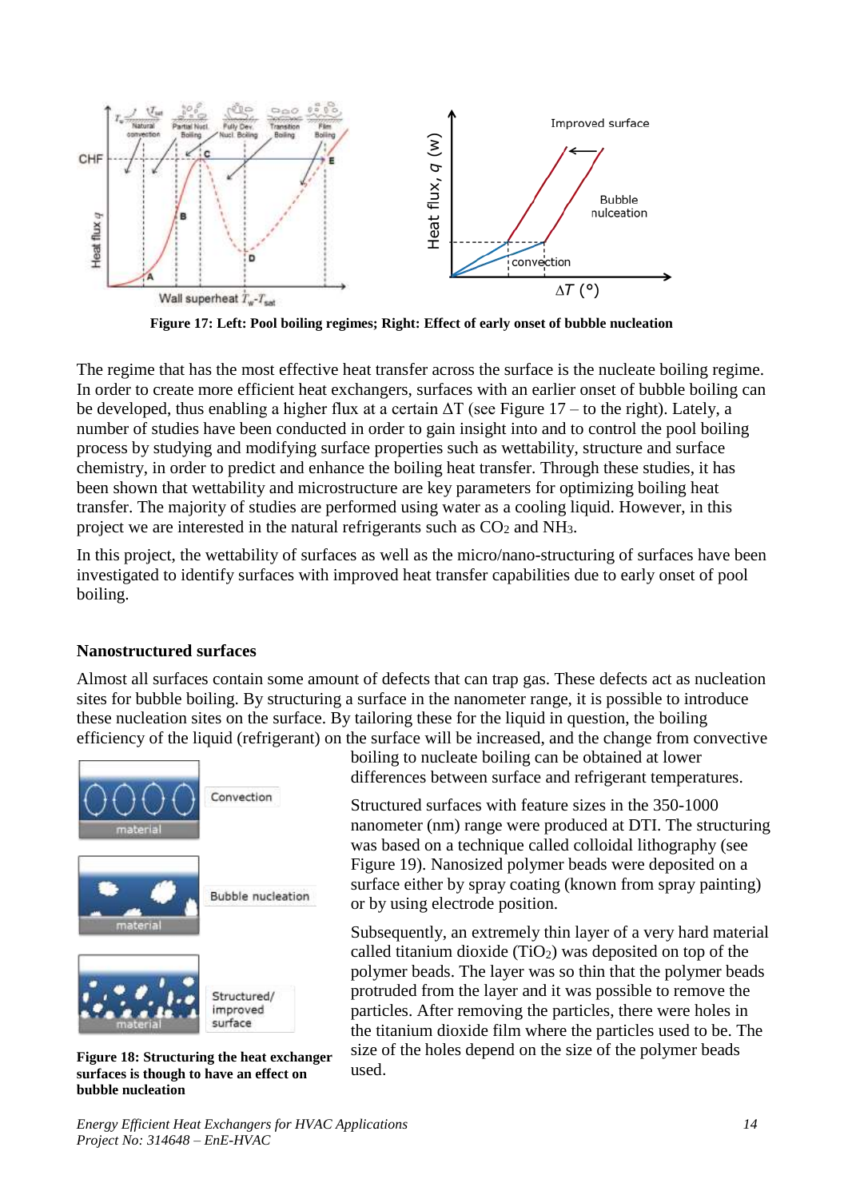Figure 17: Left: Pool boiling regimes; Right: Effect of early onset of bubble nucleation

The regime that has the most effective heat transfer across the surface is the nucleate boiling regime. In order to create more efficient heat exchangers, surfaces with an earlier onset of bubble boiling can be developed, thus enabling a higher flux at a certain ΔT (see Figure 17 – to the right). Lately, a number of studies have been conducted in order to gain insight into and to control the pool boiling process by studying and modifying surface properties such as wettability, structure and surface chemistry, in order to predict and enhance the boiling heat transfer. Through these studies, it has been shown that wettability and microstructure are key parameters for optimizing boiling heat transfer. The majority of studies are performed using water as a cooling liquid. However, in this project we are interested in the natural refrigerants such as $CO_2$ and $NH_3$.

In this project, the wettability of surfaces as well as the micro/nano-structuring of surfaces have been investigated to identify surfaces with improved heat transfer capabilities due to early onset of pool boiling.

### Nanostructured surfaces

Almost all surfaces contain some amount of defects that can trap gas. These defects act as nucleation sites for bubble boiling. By structuring a surface in the nanometer range, it is possible to introduce these nucleation sites on the surface. By tailoring these for the liquid in question, the boiling efficiency of the liquid (refrigerant) on the surface will be increased, and the change from convective boiling to nucleate boiling can be obtained at lower differences between surface and refrigerant temperatures.

Structured surfaces with feature sizes in the 350-1000 nanometer (nm) range were produced at DTI. The structuring was based on a technique called colloidal lithography (see Figure 19). Nanosized polymer beads were deposited on a surface either by spray coating (known from spray painting) or by using electrode position.

Subsequently, an extremely thin layer of a very hard material called titanium dioxide ($TiO_2$) was deposited on top of the polymer beads. The layer was so thin that the polymer beads protruded from the layer and it was possible to remove the particles. After removing the particles, there were holes in the titanium dioxide film where the particles used to be. The size of the holes depend on the size of the polymer beads used.

**Figure 18: Structuring the heat exchanger surfaces is though to have an effect on bubble nucleation**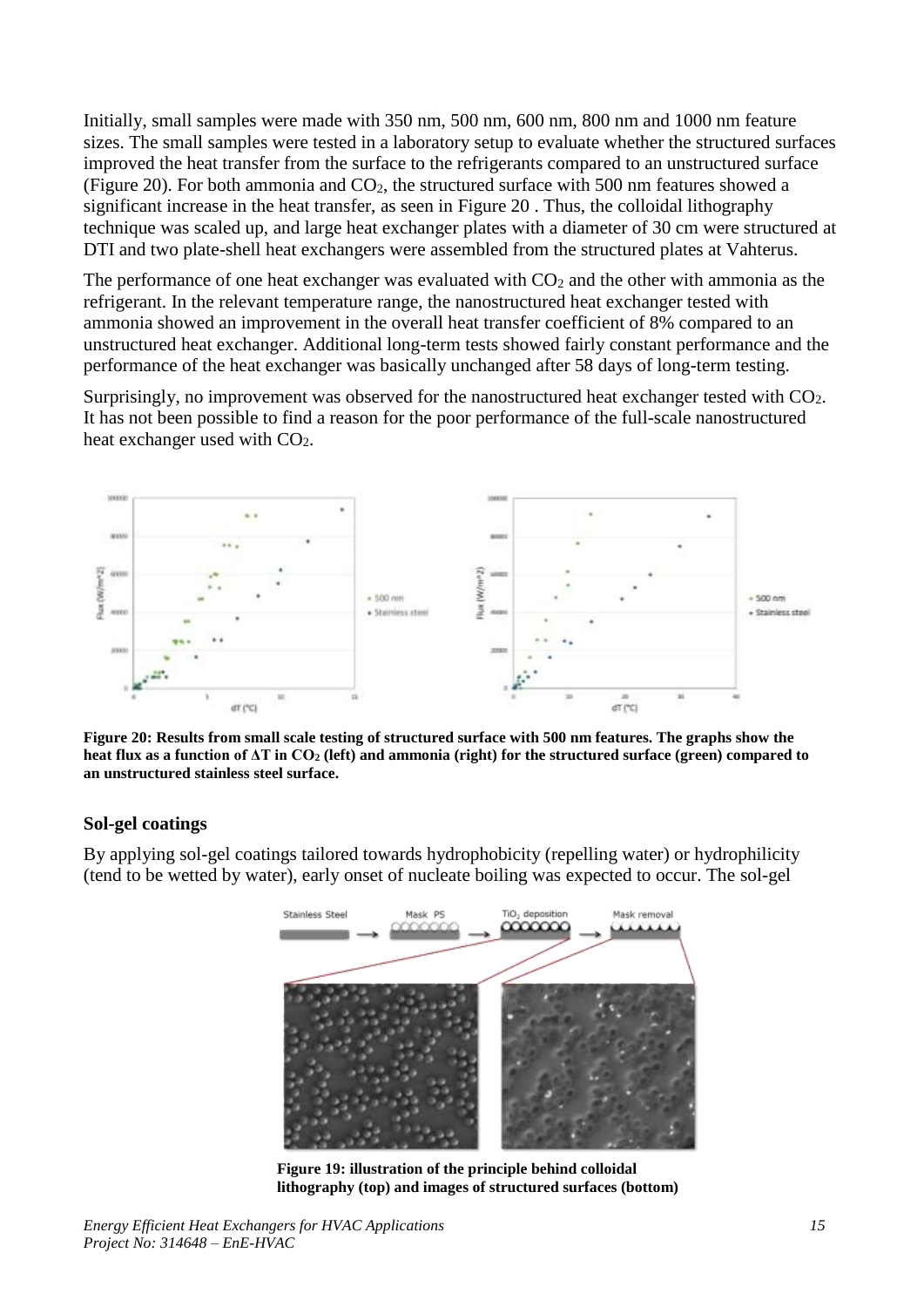Initially, small samples were made with 350 nm, 500 nm, 600 nm, 800 nm and 1000 nm feature sizes. The small samples were tested in a laboratory setup to evaluate whether the structured surfaces improved the heat transfer from the surface to the refrigerants compared to an unstructured surface (Figure 20). For both ammonia and $CO_2$, the structured surface with 500 nm features showed a significant increase in the heat transfer, as seen in Figure 20 . Thus, the colloidal lithography technique was scaled up, and large heat exchanger plates with a diameter of 30 cm were structured at DTI and two plate-shell heat exchangers were assembled from the structured plates at Vahterus.

The performance of one heat exchanger was evaluated with $CO_2$ and the other with ammonia as the refrigerant. In the relevant temperature range, the nanostructured heat exchanger tested with ammonia showed an improvement in the overall heat transfer coefficient of 8% compared to an unstructured heat exchanger. Additional long-term tests showed fairly constant performance and the performance of the heat exchanger was basically unchanged after 58 days of long-term testing.

Surprisingly, no improvement was observed for the nanostructured heat exchanger tested with $CO_2$. It has not been possible to find a reason for the poor performance of the full-scale nanostructured heat exchanger used with $CO_2$.

**Figure 20: Results from small scale testing of structured surface with 500 nm features. The graphs show the heat flux as a function of $\Delta T$ in $CO_2$ (left) and ammonia (right) for the structured surface (green) compared to an unstructured stainless steel surface.**

### Sol-gel coatings

By applying sol-gel coatings tailored towards hydrophobicity (repelling water) or hydrophilicity (tend to be wetted by water), early onset of nucleate boiling was expected to occur. The sol-gel

**Figure 19: illustration of the principle behind colloidal lithography (top) and images of structured surfaces (bottom)**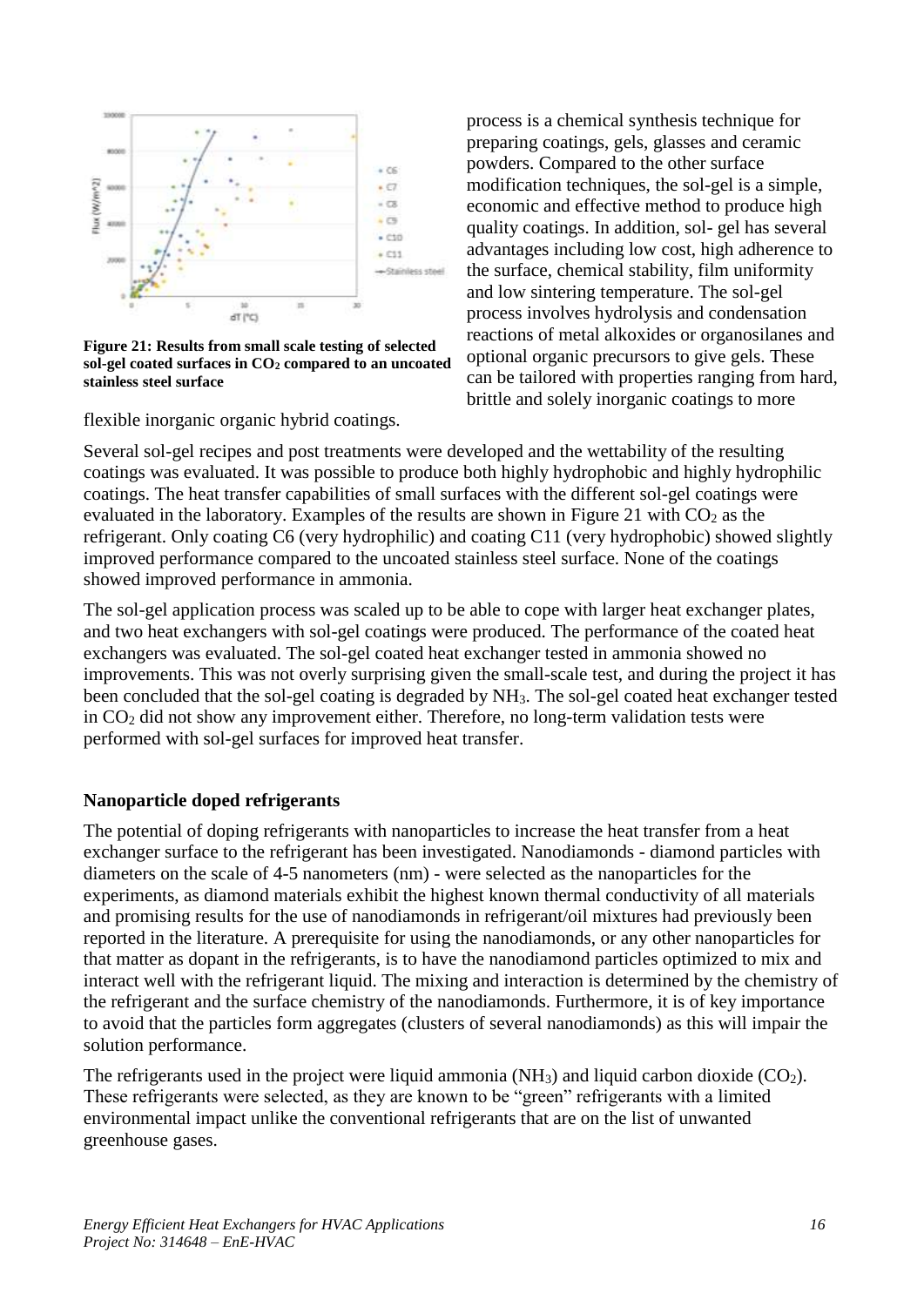Figure 21: Results from small scale testing of selected sol-gel coated surfaces in $CO_2$ compared to an uncoated stainless steel surface

process is a chemical synthesis technique for preparing coatings, gels, glasses and ceramic powders. Compared to the other surface modification techniques, the sol-gel is a simple, economic and effective method to produce high quality coatings. In addition, sol- gel has several advantages including low cost, high adherence to the surface, chemical stability, film uniformity and low sintering temperature. The sol-gel process involves hydrolysis and condensation reactions of metal alkoxides or organosilanes and optional organic precursors to give gels. These can be tailored with properties ranging from hard, brittle and solely inorganic coatings to more flexible inorganic organic hybrid coatings.

Several sol-gel recipes and post treatments were developed and the wettability of the resulting coatings was evaluated. It was possible to produce both highly hydrophobic and highly hydrophilic coatings. The heat transfer capabilities of small surfaces with the different sol-gel coatings were evaluated in the laboratory. Examples of the results are shown in Figure 21 with $CO_2$ as the refrigerant. Only coating C6 (very hydrophilic) and coating C11 (very hydrophobic) showed slightly improved performance compared to the uncoated stainless steel surface. None of the coatings showed improved performance in ammonia.

The sol-gel application process was scaled up to be able to cope with larger heat exchanger plates, and two heat exchangers with sol-gel coatings were produced. The performance of the coated heat exchangers was evaluated. The sol-gel coated heat exchanger tested in ammonia showed no improvements. This was not overly surprising given the small-scale test, and during the project it has been concluded that the sol-gel coating is degraded by $NH_3$. The sol-gel coated heat exchanger tested in $CO_2$ did not show any improvement either. Therefore, no long-term validation tests were performed with sol-gel surfaces for improved heat transfer.

**Nanoparticle doped refrigerants**

The potential of doping refrigerants with nanoparticles to increase the heat transfer from a heat exchanger surface to the refrigerant has been investigated. Nanodiamonds - diamond particles with diameters on the scale of 4-5 nanometers (nm) - were selected as the nanoparticles for the experiments, as diamond materials exhibit the highest known thermal conductivity of all materials and promising results for the use of nanodiamonds in refrigerant/oil mixtures had previously been reported in the literature. A prerequisite for using the nanodiamonds, or any other nanoparticles for that matter as dopant in the refrigerants, is to have the nanodiamond particles optimized to mix and interact well with the refrigerant liquid. The mixing and interaction is determined by the chemistry of the refrigerant and the surface chemistry of the nanodiamonds. Furthermore, it is of key importance to avoid that the particles form aggregates (clusters of several nanodiamonds) as this will impair the solution performance.

The refrigerants used in the project were liquid ammonia ($NH_3$) and liquid carbon dioxide ($CO_2$). These refrigerants were selected, as they are known to be "green" refrigerants with a limited environmental impact unlike the conventional refrigerants that are on the list of unwanted greenhouse gases.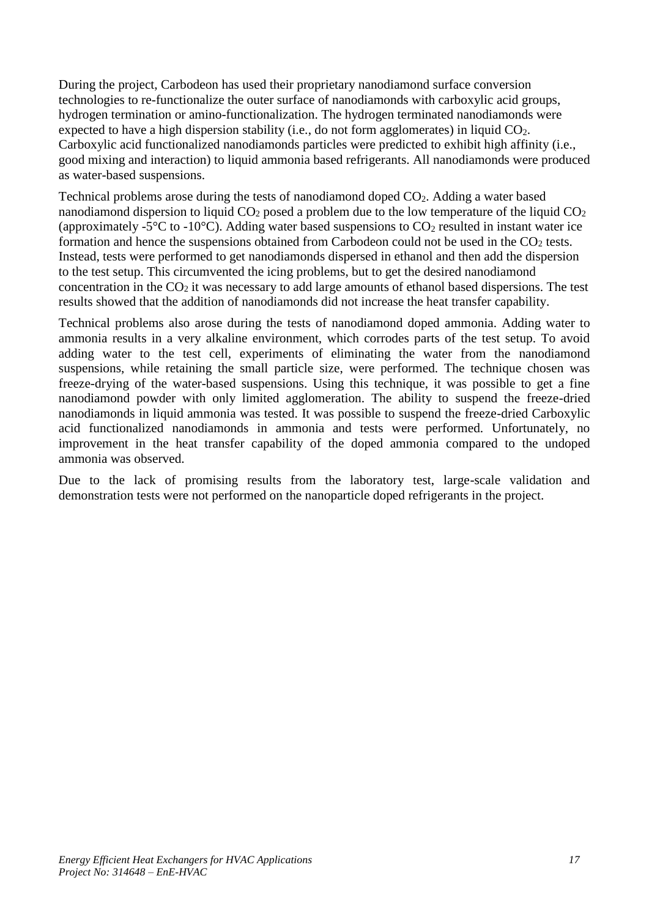During the project, Carbodeon has used their proprietary nanodiamond surface conversion technologies to re-functionalize the outer surface of nanodiamonds with carboxylic acid groups, hydrogen termination or amino-functionalization. The hydrogen terminated nanodiamonds were expected to have a high dispersion stability (i.e., do not form agglomerates) in liquid $CO_2$. Carboxylic acid functionalized nanodiamonds particles were predicted to exhibit high affinity (i.e., good mixing and interaction) to liquid ammonia based refrigerants. All nanodiamonds were produced as water-based suspensions.

Technical problems arose during the tests of nanodiamond doped $CO_2$. Adding a water based nanodiamond dispersion to liquid $CO_2$ posed a problem due to the low temperature of the liquid $CO_2$ (approximately -5°C to -10°C). Adding water based suspensions to $CO_2$ resulted in instant water ice formation and hence the suspensions obtained from Carbodeon could not be used in the $CO_2$ tests. Instead, tests were performed to get nanodiamonds dispersed in ethanol and then add the dispersion to the test setup. This circumvented the icing problems, but to get the desired nanodiamond concentration in the $CO_2$ it was necessary to add large amounts of ethanol based dispersions. The test results showed that the addition of nanodiamonds did not increase the heat transfer capability.

Technical problems also arose during the tests of nanodiamond doped ammonia. Adding water to ammonia results in a very alkaline environment, which corrodes parts of the test setup. To avoid adding water to the test cell, experiments of eliminating the water from the nanodiamond suspensions, while retaining the small particle size, were performed. The technique chosen was freeze-drying of the water-based suspensions. Using this technique, it was possible to get a fine nanodiamond powder with only limited agglomeration. The ability to suspend the freeze-dried nanodiamonds in liquid ammonia was tested. It was possible to suspend the freeze-dried Carboxylic acid functionalized nanodiamonds in ammonia and tests were performed. Unfortunately, no improvement in the heat transfer capability of the doped ammonia compared to the undoped ammonia was observed.

Due to the lack of promising results from the laboratory test, large-scale validation and demonstration tests were not performed on the nanoparticle doped refrigerants in the project.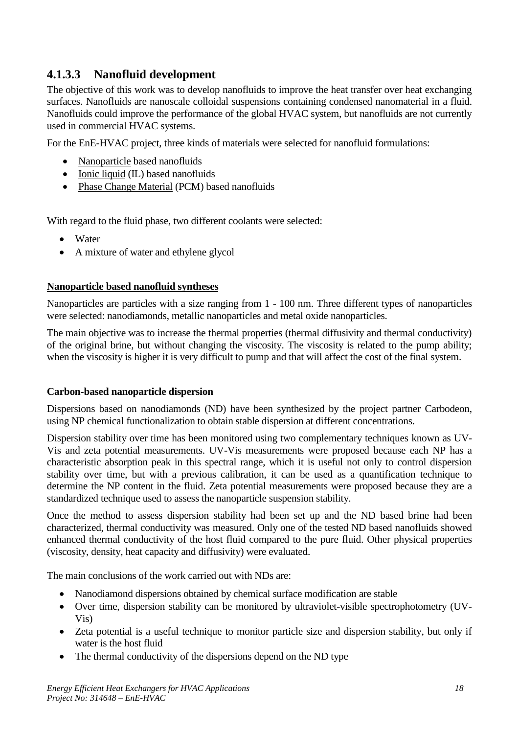### 4.1.3.3 Nanofluid development

The objective of this work was to develop nanofluids to improve the heat transfer over heat exchanging surfaces. Nanofluids are nanoscale colloidal suspensions containing condensed nanomaterial in a fluid. Nanofluids could improve the performance of the global HVAC system, but nanofluids are not currently used in commercial HVAC systems.

For the EnE-HVAC project, three kinds of materials were selected for nanofluid formulations:

- Nanoparticle based nanofluids
- Ionic liquid (IL) based nanofluids
- Phase Change Material (PCM) based nanofluids

With regard to the fluid phase, two different coolants were selected:

- Water
- A mixture of water and ethylene glycol

**Nanoparticle based nanofluid syntheses**

Nanoparticles are particles with a size ranging from 1 - 100 nm. Three different types of nanoparticles were selected: nanodiamonds, metallic nanoparticles and metal oxide nanoparticles.

The main objective was to increase the thermal properties (thermal diffusivity and thermal conductivity) of the original brine, but without changing the viscosity. The viscosity is related to the pump ability; when the viscosity is higher it is very difficult to pump and that will affect the cost of the final system.

**Carbon-based nanoparticle dispersion**

Dispersions based on nanodiamonds (ND) have been synthesized by the project partner Carbodeon, using NP chemical functionalization to obtain stable dispersion at different concentrations.

Dispersion stability over time has been monitored using two complementary techniques known as UV-Vis and zeta potential measurements. UV-Vis measurements were proposed because each NP has a characteristic absorption peak in this spectral range, which it is useful not only to control dispersion stability over time, but with a previous calibration, it can be used as a quantification technique to determine the NP content in the fluid. Zeta potential measurements were proposed because they are a standardized technique used to assess the nanoparticle suspension stability.

Once the method to assess dispersion stability had been set up and the ND based brine had been characterized, thermal conductivity was measured. Only one of the tested ND based nanofluids showed enhanced thermal conductivity of the host fluid compared to the pure fluid. Other physical properties (viscosity, density, heat capacity and diffusivity) were evaluated.

The main conclusions of the work carried out with NDs are:

- Nanodiamond dispersions obtained by chemical surface modification are stable
- Over time, dispersion stability can be monitored by ultraviolet-visible spectrophotometry (UV-Vis)
- Zeta potential is a useful technique to monitor particle size and dispersion stability, but only if water is the host fluid
- The thermal conductivity of the dispersions depend on the ND type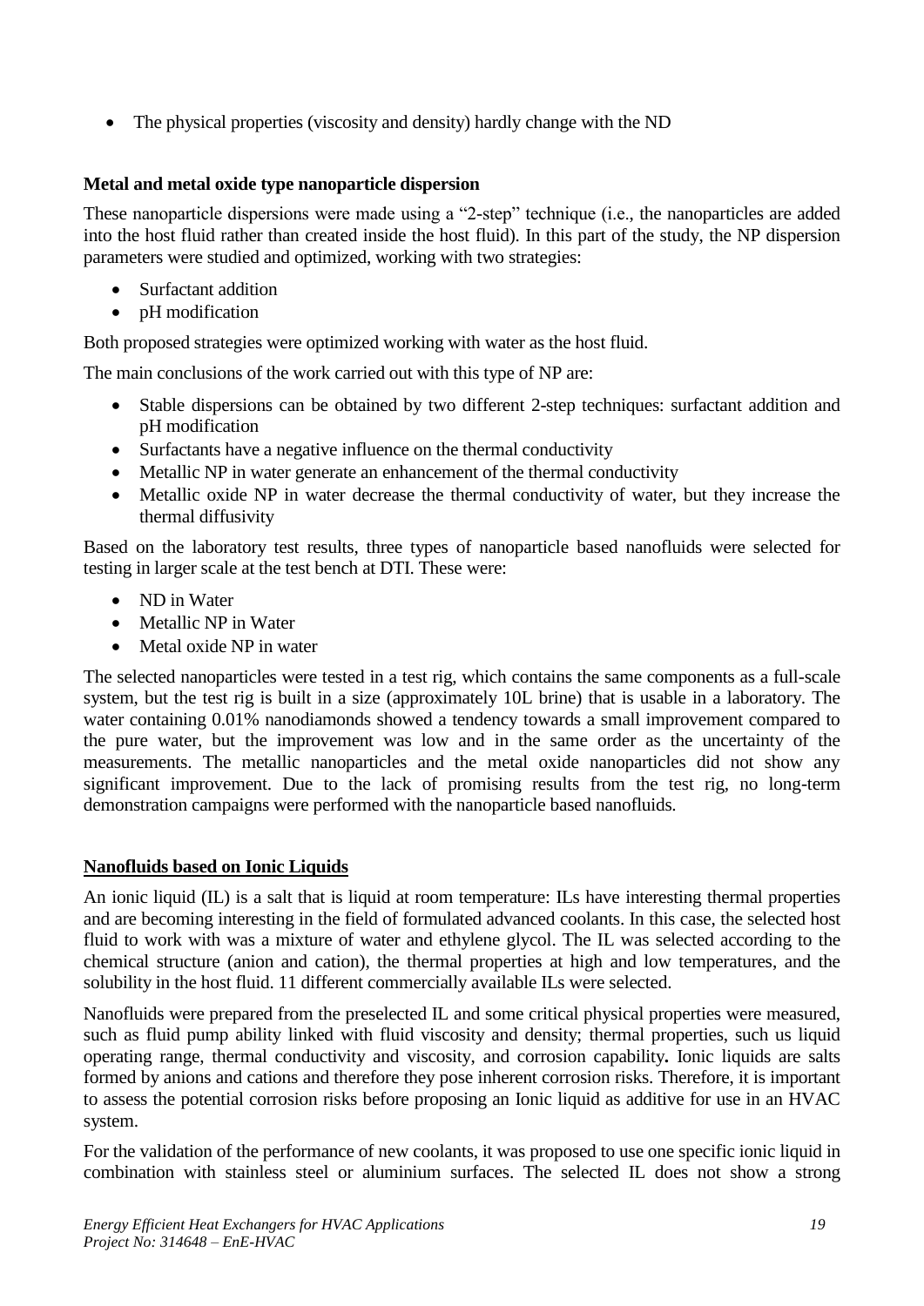- The physical properties (viscosity and density) hardly change with the ND

**Metal and metal oxide type nanoparticle dispersion**

These nanoparticle dispersions were made using a "2-step" technique (i.e., the nanoparticles are added into the host fluid rather than created inside the host fluid). In this part of the study, the NP dispersion parameters were studied and optimized, working with two strategies:

- Surfactant addition
- pH modification

Both proposed strategies were optimized working with water as the host fluid.

The main conclusions of the work carried out with this type of NP are:

- Stable dispersions can be obtained by two different 2-step techniques: surfactant addition and pH modification
- Surfactants have a negative influence on the thermal conductivity
- Metallic NP in water generate an enhancement of the thermal conductivity
- Metallic oxide NP in water decrease the thermal conductivity of water, but they increase the thermal diffusivity

Based on the laboratory test results, three types of nanoparticle based nanofluids were selected for testing in larger scale at the test bench at DTI. These were:

- ND in Water
- Metallic NP in Water
- Metal oxide NP in water

The selected nanoparticles were tested in a test rig, which contains the same components as a full-scale system, but the test rig is built in a size (approximately 10L brine) that is usable in a laboratory. The water containing 0.01% nanodiamonds showed a tendency towards a small improvement compared to the pure water, but the improvement was low and in the same order as the uncertainty of the measurements. The metallic nanoparticles and the metal oxide nanoparticles did not show any significant improvement. Due to the lack of promising results from the test rig, no long-term demonstration campaigns were performed with the nanoparticle based nanofluids.

**Nanofluids based on Ionic Liquids**

An ionic liquid (IL) is a salt that is liquid at room temperature: ILs have interesting thermal properties and are becoming interesting in the field of formulated advanced coolants. In this case, the selected host fluid to work with was a mixture of water and ethylene glycol. The IL was selected according to the chemical structure (anion and cation), the thermal properties at high and low temperatures, and the solubility in the host fluid. 11 different commercially available ILs were selected.

Nanofluids were prepared from the preselected IL and some critical physical properties were measured, such as fluid pump ability linked with fluid viscosity and density; thermal properties, such us liquid operating range, thermal conductivity and viscosity, and corrosion capability**.** Ionic liquids are salts formed by anions and cations and therefore they pose inherent corrosion risks. Therefore, it is important to assess the potential corrosion risks before proposing an Ionic liquid as additive for use in an HVAC system.

For the validation of the performance of new coolants, it was proposed to use one specific ionic liquid in combination with stainless steel or aluminium surfaces. The selected IL does not show a strong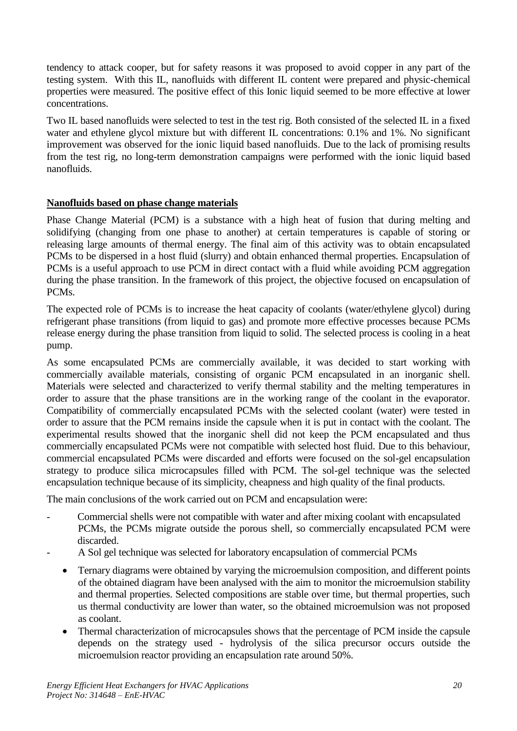tendency to attack cooper, but for safety reasons it was proposed to avoid copper in any part of the testing system. With this IL, nanofluids with different IL content were prepared and physic-chemical properties were measured. The positive effect of this Ionic liquid seemed to be more effective at lower concentrations.

Two IL based nanofluids were selected to test in the test rig. Both consisted of the selected IL in a fixed water and ethylene glycol mixture but with different IL concentrations: 0.1% and 1%. No significant improvement was observed for the ionic liquid based nanofluids. Due to the lack of promising results from the test rig, no long-term demonstration campaigns were performed with the ionic liquid based nanofluids.

**Nanofluids based on phase change materials**

Phase Change Material (PCM) is a substance with a high heat of fusion that during melting and solidifying (changing from one phase to another) at certain temperatures is capable of storing or releasing large amounts of thermal energy. The final aim of this activity was to obtain encapsulated PCMs to be dispersed in a host fluid (slurry) and obtain enhanced thermal properties. Encapsulation of PCMs is a useful approach to use PCM in direct contact with a fluid while avoiding PCM aggregation during the phase transition. In the framework of this project, the objective focused on encapsulation of PCMs.

The expected role of PCMs is to increase the heat capacity of coolants (water/ethylene glycol) during refrigerant phase transitions (from liquid to gas) and promote more effective processes because PCMs release energy during the phase transition from liquid to solid. The selected process is cooling in a heat pump.

As some encapsulated PCMs are commercially available, it was decided to start working with commercially available materials, consisting of organic PCM encapsulated in an inorganic shell. Materials were selected and characterized to verify thermal stability and the melting temperatures in order to assure that the phase transitions are in the working range of the coolant in the evaporator. Compatibility of commercially encapsulated PCMs with the selected coolant (water) were tested in order to assure that the PCM remains inside the capsule when it is put in contact with the coolant. The experimental results showed that the inorganic shell did not keep the PCM encapsulated and thus commercially encapsulated PCMs were not compatible with selected host fluid. Due to this behaviour, commercial encapsulated PCMs were discarded and efforts were focused on the sol-gel encapsulation strategy to produce silica microcapsules filled with PCM. The sol-gel technique was the selected encapsulation technique because of its simplicity, cheapness and high quality of the final products.

The main conclusions of the work carried out on PCM and encapsulation were:

- Commercial shells were not compatible with water and after mixing coolant with encapsulated PCMs, the PCMs migrate outside the porous shell, so commercially encapsulated PCM were discarded.
- A Sol gel technique was selected for laboratory encapsulation of commercial PCMs
  - Ternary diagrams were obtained by varying the microemulsion composition, and different points of the obtained diagram have been analysed with the aim to monitor the microemulsion stability and thermal properties. Selected compositions are stable over time, but thermal properties, such us thermal conductivity are lower than water, so the obtained microemulsion was not proposed as coolant.
  - Thermal characterization of microcapsules shows that the percentage of PCM inside the capsule depends on the strategy used - hydrolysis of the silica precursor occurs outside the microemulsion reactor providing an encapsulation rate around 50%.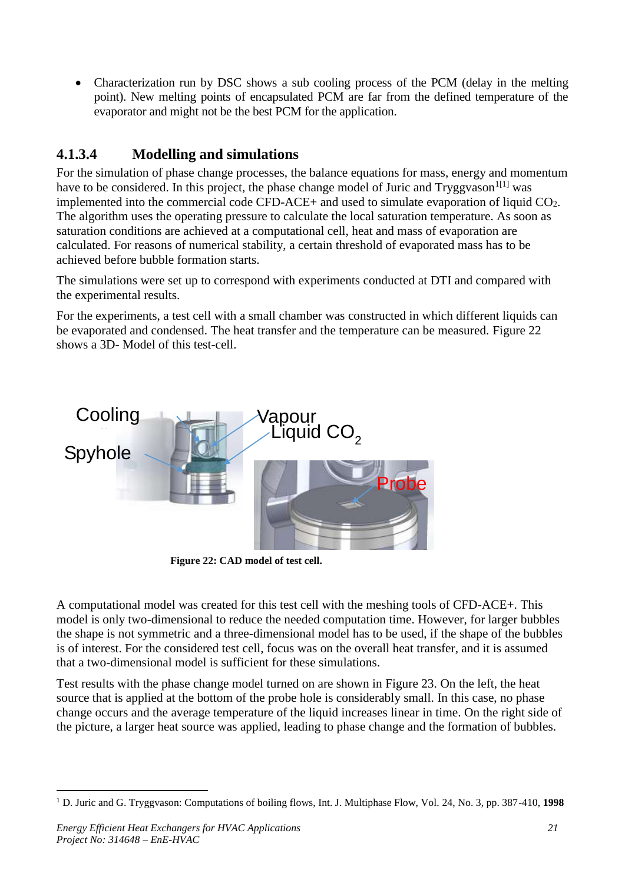- Characterization run by DSC shows a sub cooling process of the PCM (delay in the melting point). New melting points of encapsulated PCM are far from the defined temperature of the evaporator and might not be the best PCM for the application.

### 4.1.3.4 Modelling and simulations

For the simulation of phase change processes, the balance equations for mass, energy and momentum have to be considered. In this project, the phase change model of Juric and Tryggvason[1[1]] was implemented into the commercial code CFD-ACE+ and used to simulate evaporation of liquid $CO_2$. The algorithm uses the operating pressure to calculate the local saturation temperature. As soon as saturation conditions are achieved at a computational cell, heat and mass of evaporation are calculated. For reasons of numerical stability, a certain threshold of evaporated mass has to be achieved before bubble formation starts.

The simulations were set up to correspond with experiments conducted at DTI and compared with the experimental results.

For the experiments, a test cell with a small chamber was constructed in which different liquids can be evaporated and condensed. The heat transfer and the temperature can be measured. Figure 22 shows a 3D- Model of this test-cell.

Cooling

Spyhole

Vapour

Liquid $CO_2$

Probe

**Figure 22: CAD model of test cell.**

A computational model was created for this test cell with the meshing tools of CFD-ACE+. This model is only two-dimensional to reduce the needed computation time. However, for larger bubbles the shape is not symmetric and a three-dimensional model has to be used, if the shape of the bubbles is of interest. For the considered test cell, focus was on the overall heat transfer, and it is assumed that a two-dimensional model is sufficient for these simulations.

Test results with the phase change model turned on are shown in Figure 23. On the left, the heat source that is applied at the bottom of the probe hole is considerably small. In this case, no phase change occurs and the average temperature of the liquid increases linear in time. On the right side of the picture, a larger heat source was applied, leading to phase change and the formation of bubbles.

---

[1] D. Juric and G. Tryggvason: Computations of boiling flows, Int. J. Multiphase Flow, Vol. 24, No. 3, pp. 387-410, **1998**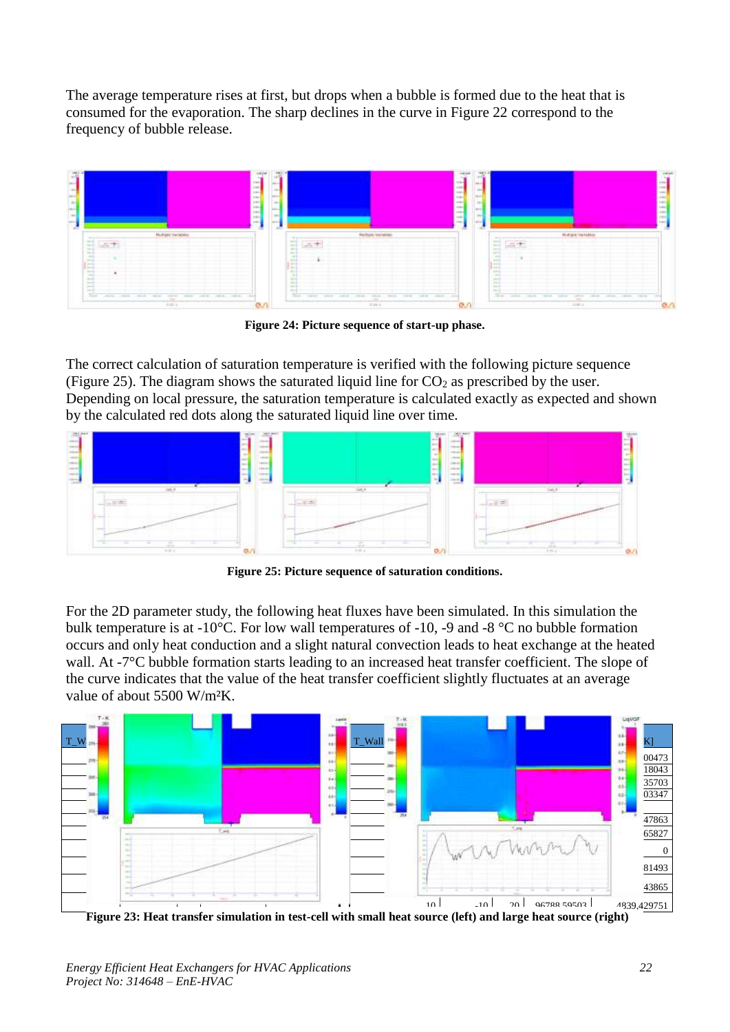The average temperature rises at first, but drops when a bubble is formed due to the heat that is consumed for the evaporation. The sharp declines in the curve in Figure 22 correspond to the frequency of bubble release.

**Figure 24: Picture sequence of start-up phase.**

The correct calculation of saturation temperature is verified with the following picture sequence (Figure 25). The diagram shows the saturated liquid line for $CO_2$ as prescribed by the user. Depending on local pressure, the saturation temperature is calculated exactly as expected and shown by the calculated red dots along the saturated liquid line over time.

**Figure 25: Picture sequence of saturation conditions.**

For the 2D parameter study, the following heat fluxes have been simulated. In this simulation the bulk temperature is at -10°C. For low wall temperatures of -10, -9 and -8 °C no bubble formation occurs and only heat conduction and a slight natural convection leads to heat exchange at the heated wall. At -7°C bubble formation starts leading to an increased heat transfer coefficient. The slope of the curve indicates that the value of the heat transfer coefficient slightly fluctuates at an average value of about 5500 W/m²K.

**Figure 23: Heat transfer simulation in test-cell with small heat source (left) and large heat source (right)**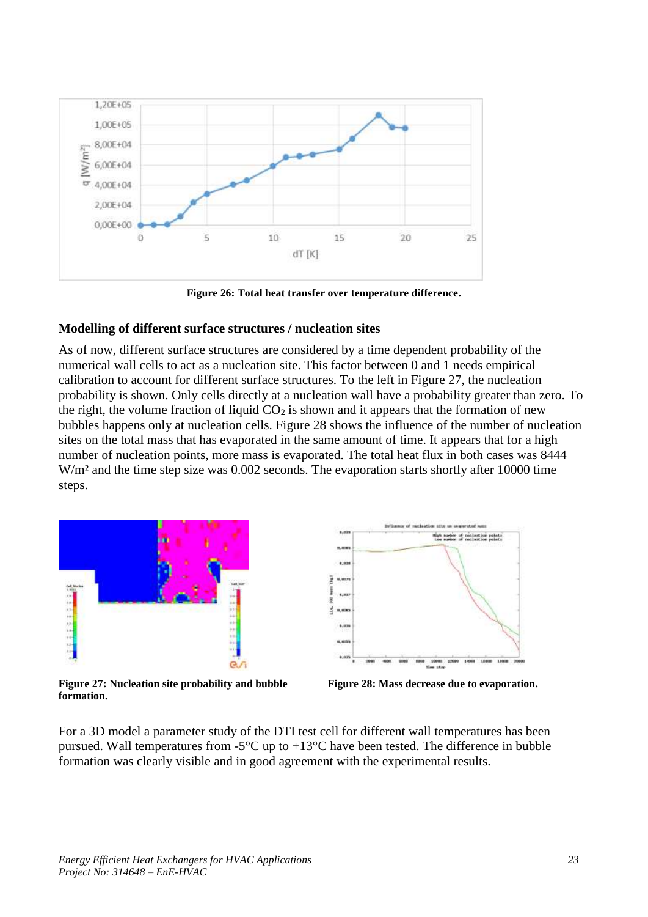Figure 26: Total heat transfer over temperature difference.

### Modelling of different surface structures / nucleation sites

As of now, different surface structures are considered by a time dependent probability of the numerical wall cells to act as a nucleation site. This factor between 0 and 1 needs empirical calibration to account for different surface structures. To the left in Figure 27, the nucleation probability is shown. Only cells directly at a nucleation wall have a probability greater than zero. To the right, the volume fraction of liquid $CO_2$ is shown and it appears that the formation of new bubbles happens only at nucleation cells. Figure 28 shows the influence of the number of nucleation sites on the total mass that has evaporated in the same amount of time. It appears that for a high number of nucleation points, more mass is evaporated. The total heat flux in both cases was 8444 W/m² and the time step size was 0.002 seconds. The evaporation starts shortly after 10000 time steps.

Figure 27: Nucleation site probability and bubble formation.

Figure 28: Mass decrease due to evaporation.

For a 3D model a parameter study of the DTI test cell for different wall temperatures has been pursued. Wall temperatures from -5°C up to +13°C have been tested. The difference in bubble formation was clearly visible and in good agreement with the experimental results.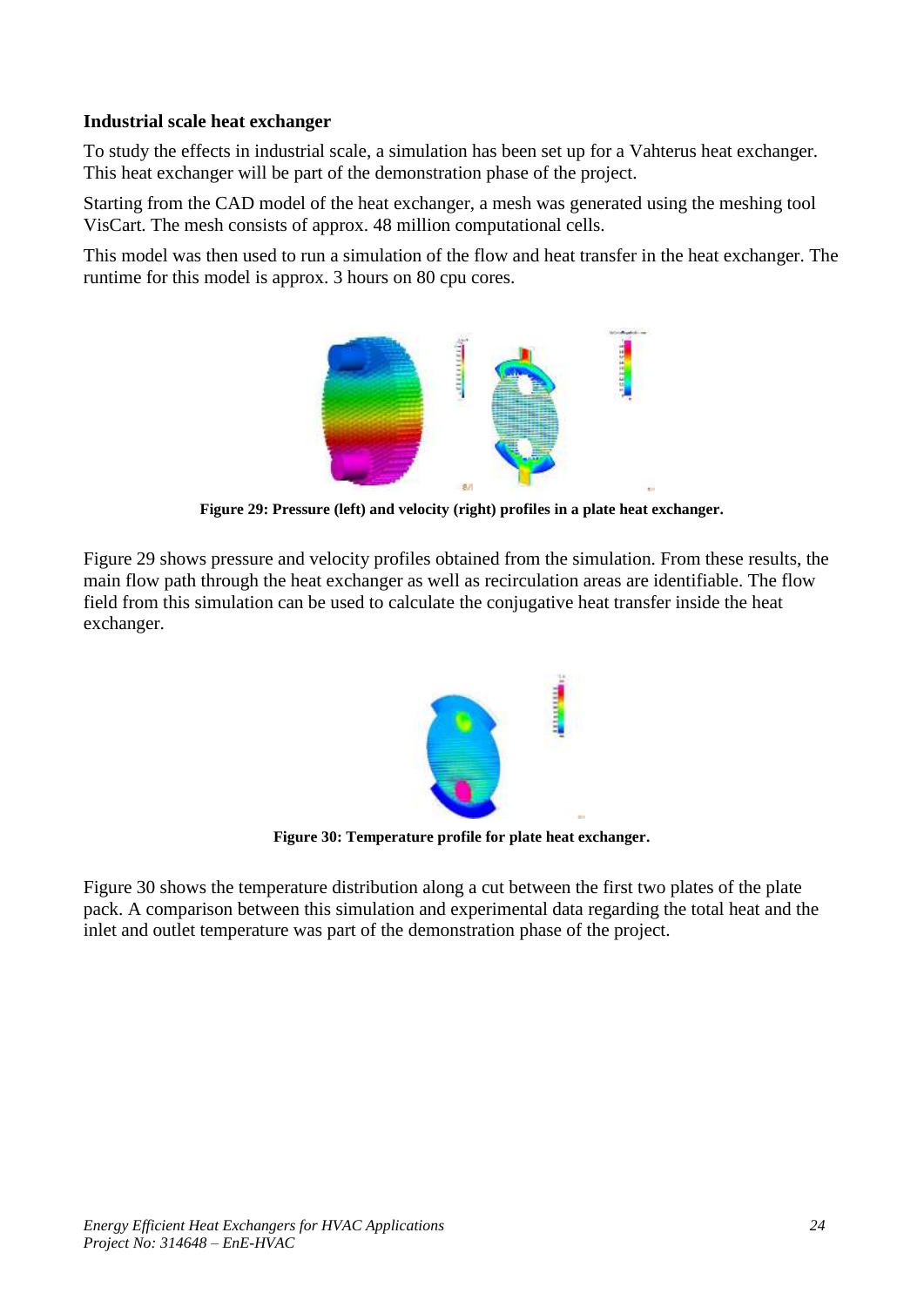### Industrial scale heat exchanger

To study the effects in industrial scale, a simulation has been set up for a Vahterus heat exchanger. This heat exchanger will be part of the demonstration phase of the project.

Starting from the CAD model of the heat exchanger, a mesh was generated using the meshing tool VisCart. The mesh consists of approx. 48 million computational cells.

This model was then used to run a simulation of the flow and heat transfer in the heat exchanger. The runtime for this model is approx. 3 hours on 80 cpu cores.

**Figure 29: Pressure (left) and velocity (right) profiles in a plate heat exchanger.**

Figure 29 shows pressure and velocity profiles obtained from the simulation. From these results, the main flow path through the heat exchanger as well as recirculation areas are identifiable. The flow field from this simulation can be used to calculate the conjugative heat transfer inside the heat exchanger.

**Figure 30: Temperature profile for plate heat exchanger.**

Figure 30 shows the temperature distribution along a cut between the first two plates of the plate pack. A comparison between this simulation and experimental data regarding the total heat and the inlet and outlet temperature was part of the demonstration phase of the project.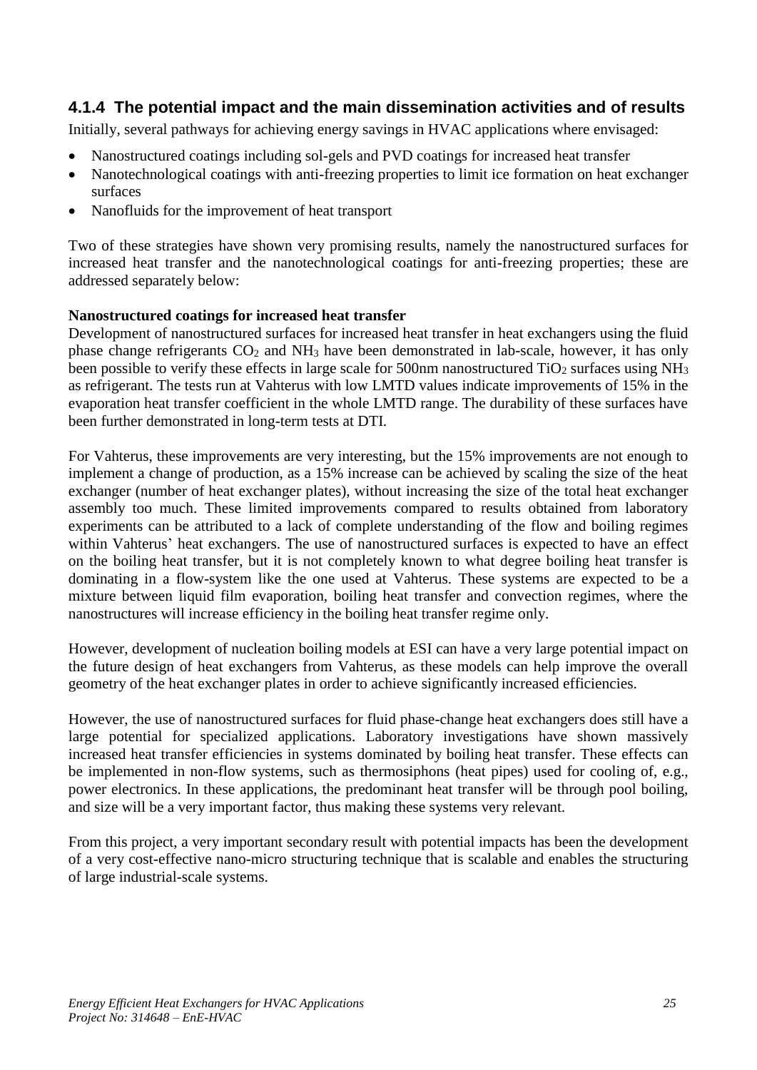### 4.1.4 The potential impact and the main dissemination activities and of results

Initially, several pathways for achieving energy savings in HVAC applications where envisaged:

- Nanostructured coatings including sol-gels and PVD coatings for increased heat transfer
- Nanotechnological coatings with anti-freezing properties to limit ice formation on heat exchanger surfaces
- Nanofluids for the improvement of heat transport

Two of these strategies have shown very promising results, namely the nanostructured surfaces for increased heat transfer and the nanotechnological coatings for anti-freezing properties; these are addressed separately below:

**Nanostructured coatings for increased heat transfer**

Development of nanostructured surfaces for increased heat transfer in heat exchangers using the fluid phase change refrigerants $CO_2$ and $NH_3$ have been demonstrated in lab-scale, however, it has only been possible to verify these effects in large scale for 500nm nanostructured $TiO_2$ surfaces using $NH_3$ as refrigerant. The tests run at Vahterus with low LMTD values indicate improvements of 15% in the evaporation heat transfer coefficient in the whole LMTD range. The durability of these surfaces have been further demonstrated in long-term tests at DTI.

For Vahterus, these improvements are very interesting, but the 15% improvements are not enough to implement a change of production, as a 15% increase can be achieved by scaling the size of the heat exchanger (number of heat exchanger plates), without increasing the size of the total heat exchanger assembly too much. These limited improvements compared to results obtained from laboratory experiments can be attributed to a lack of complete understanding of the flow and boiling regimes within Vahterus' heat exchangers. The use of nanostructured surfaces is expected to have an effect on the boiling heat transfer, but it is not completely known to what degree boiling heat transfer is dominating in a flow-system like the one used at Vahterus. These systems are expected to be a mixture between liquid film evaporation, boiling heat transfer and convection regimes, where the nanostructures will increase efficiency in the boiling heat transfer regime only.

However, development of nucleation boiling models at ESI can have a very large potential impact on the future design of heat exchangers from Vahterus, as these models can help improve the overall geometry of the heat exchanger plates in order to achieve significantly increased efficiencies.

However, the use of nanostructured surfaces for fluid phase-change heat exchangers does still have a large potential for specialized applications. Laboratory investigations have shown massively increased heat transfer efficiencies in systems dominated by boiling heat transfer. These effects can be implemented in non-flow systems, such as thermosiphons (heat pipes) used for cooling of, e.g., power electronics. In these applications, the predominant heat transfer will be through pool boiling, and size will be a very important factor, thus making these systems very relevant.

From this project, a very important secondary result with potential impacts has been the development of a very cost-effective nano-micro structuring technique that is scalable and enables the structuring of large industrial-scale systems.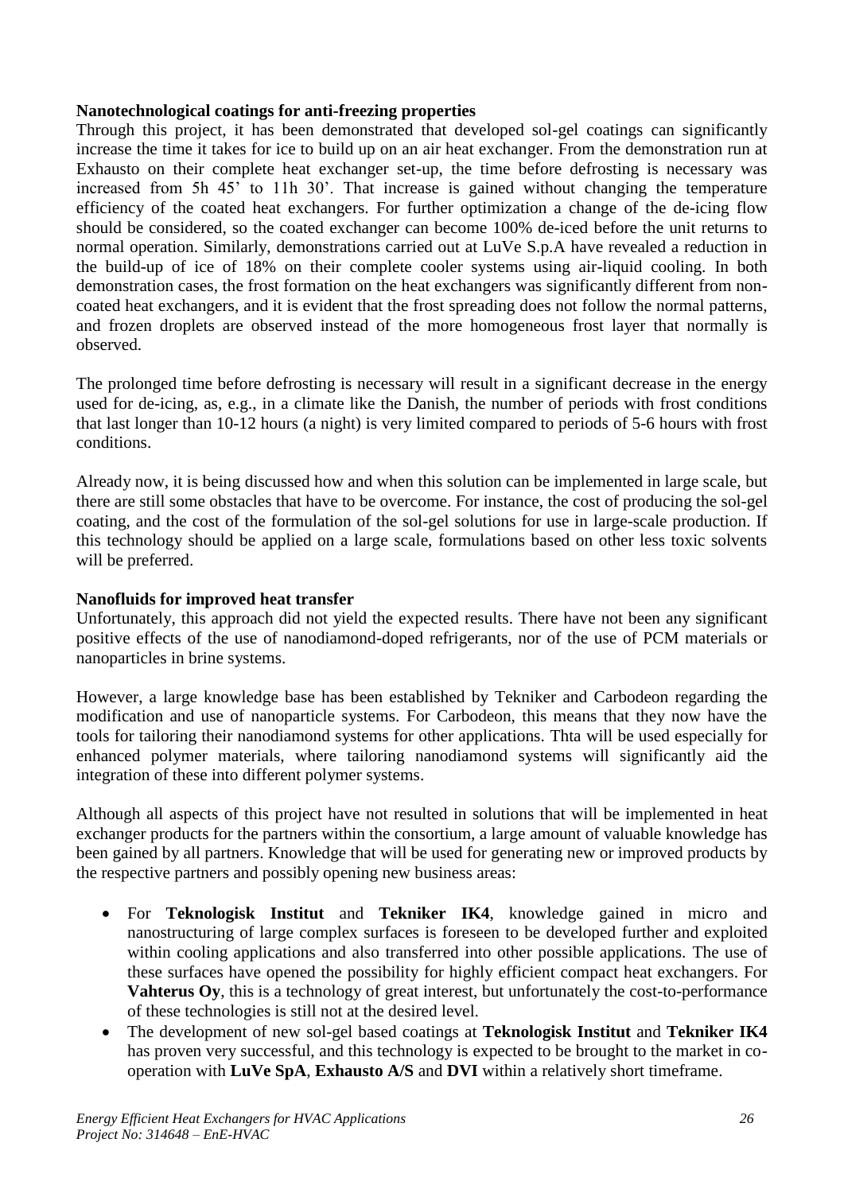**Nanotechnological coatings for anti-freezing properties**

Through this project, it has been demonstrated that developed sol-gel coatings can significantly increase the time it takes for ice to build up on an air heat exchanger. From the demonstration run at Exhausto on their complete heat exchanger set-up, the time before defrosting is necessary was increased from 5h 45' to 11h 30'. That increase is gained without changing the temperature efficiency of the coated heat exchangers. For further optimization a change of the de-icing flow should be considered, so the coated exchanger can become 100% de-iced before the unit returns to normal operation. Similarly, demonstrations carried out at LuVe S.p.A have revealed a reduction in the build-up of ice of 18% on their complete cooler systems using air-liquid cooling. In both demonstration cases, the frost formation on the heat exchangers was significantly different from non-coated heat exchangers, and it is evident that the frost spreading does not follow the normal patterns, and frozen droplets are observed instead of the more homogeneous frost layer that normally is observed.

The prolonged time before defrosting is necessary will result in a significant decrease in the energy used for de-icing, as, e.g., in a climate like the Danish, the number of periods with frost conditions that last longer than 10-12 hours (a night) is very limited compared to periods of 5-6 hours with frost conditions.

Already now, it is being discussed how and when this solution can be implemented in large scale, but there are still some obstacles that have to be overcome. For instance, the cost of producing the sol-gel coating, and the cost of the formulation of the sol-gel solutions for use in large-scale production. If this technology should be applied on a large scale, formulations based on other less toxic solvents will be preferred.

**Nanofluids for improved heat transfer**

Unfortunately, this approach did not yield the expected results. There have not been any significant positive effects of the use of nanodiamond-doped refrigerants, nor of the use of PCM materials or nanoparticles in brine systems.

However, a large knowledge base has been established by Tekniker and Carbodeon regarding the modification and use of nanoparticle systems. For Carbodeon, this means that they now have the tools for tailoring their nanodiamond systems for other applications. Thta will be used especially for enhanced polymer materials, where tailoring nanodiamond systems will significantly aid the integration of these into different polymer systems.

Although all aspects of this project have not resulted in solutions that will be implemented in heat exchanger products for the partners within the consortium, a large amount of valuable knowledge has been gained by all partners. Knowledge that will be used for generating new or improved products by the respective partners and possibly opening new business areas:

- For **Teknologisk Institut** and **Tekniker IK4**, knowledge gained in micro and nanostructuring of large complex surfaces is foreseen to be developed further and exploited within cooling applications and also transferred into other possible applications. The use of these surfaces have opened the possibility for highly efficient compact heat exchangers. For **Vahterus Oy**, this is a technology of great interest, but unfortunately the cost-to-performance of these technologies is still not at the desired level.
- The development of new sol-gel based coatings at **Teknologisk Institut** and **Tekniker IK4** has proven very successful, and this technology is expected to be brought to the market in co-operation with **LuVe SpA**, **Exhausto A/S** and **DVI** within a relatively short timeframe.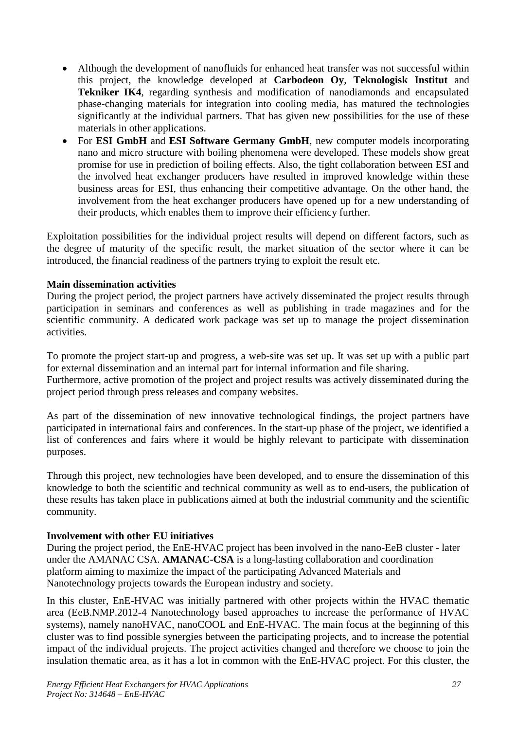- Although the development of nanofluids for enhanced heat transfer was not successful within this project, the knowledge developed at **Carbodeon Oy**, **Teknologisk Institut** and **Tekniker IK4**, regarding synthesis and modification of nanodiamonds and encapsulated phase-changing materials for integration into cooling media, has matured the technologies significantly at the individual partners. That has given new possibilities for the use of these materials in other applications.
- For **ESI GmbH** and **ESI Software Germany GmbH**, new computer models incorporating nano and micro structure with boiling phenomena were developed. These models show great promise for use in prediction of boiling effects. Also, the tight collaboration between ESI and the involved heat exchanger producers have resulted in improved knowledge within these business areas for ESI, thus enhancing their competitive advantage. On the other hand, the involvement from the heat exchanger producers have opened up for a new understanding of their products, which enables them to improve their efficiency further.

Exploitation possibilities for the individual project results will depend on different factors, such as the degree of maturity of the specific result, the market situation of the sector where it can be introduced, the financial readiness of the partners trying to exploit the result etc.

**Main dissemination activities**

During the project period, the project partners have actively disseminated the project results through participation in seminars and conferences as well as publishing in trade magazines and for the scientific community. A dedicated work package was set up to manage the project dissemination activities.

To promote the project start-up and progress, a web-site was set up. It was set up with a public part for external dissemination and an internal part for internal information and file sharing.
Furthermore, active promotion of the project and project results was actively disseminated during the project period through press releases and company websites.

As part of the dissemination of new innovative technological findings, the project partners have participated in international fairs and conferences. In the start-up phase of the project, we identified a list of conferences and fairs where it would be highly relevant to participate with dissemination purposes.

Through this project, new technologies have been developed, and to ensure the dissemination of this knowledge to both the scientific and technical community as well as to end-users, the publication of these results has taken place in publications aimed at both the industrial community and the scientific community.

**Involvement with other EU initiatives**

During the project period, the EnE-HVAC project has been involved in the nano-EeB cluster - later under the AMANAC CSA. **AMANAC-CSA** is a long-lasting collaboration and coordination platform aiming to maximize the impact of the participating Advanced Materials and Nanotechnology projects towards the European industry and society.

In this cluster, EnE-HVAC was initially partnered with other projects within the HVAC thematic area (EeB.NMP.2012-4 Nanotechnology based approaches to increase the performance of HVAC systems), namely nanoHVAC, nanoCOOL and EnE-HVAC. The main focus at the beginning of this cluster was to find possible synergies between the participating projects, and to increase the potential impact of the individual projects. The project activities changed and therefore we choose to join the insulation thematic area, as it has a lot in common with the EnE-HVAC project. For this cluster, the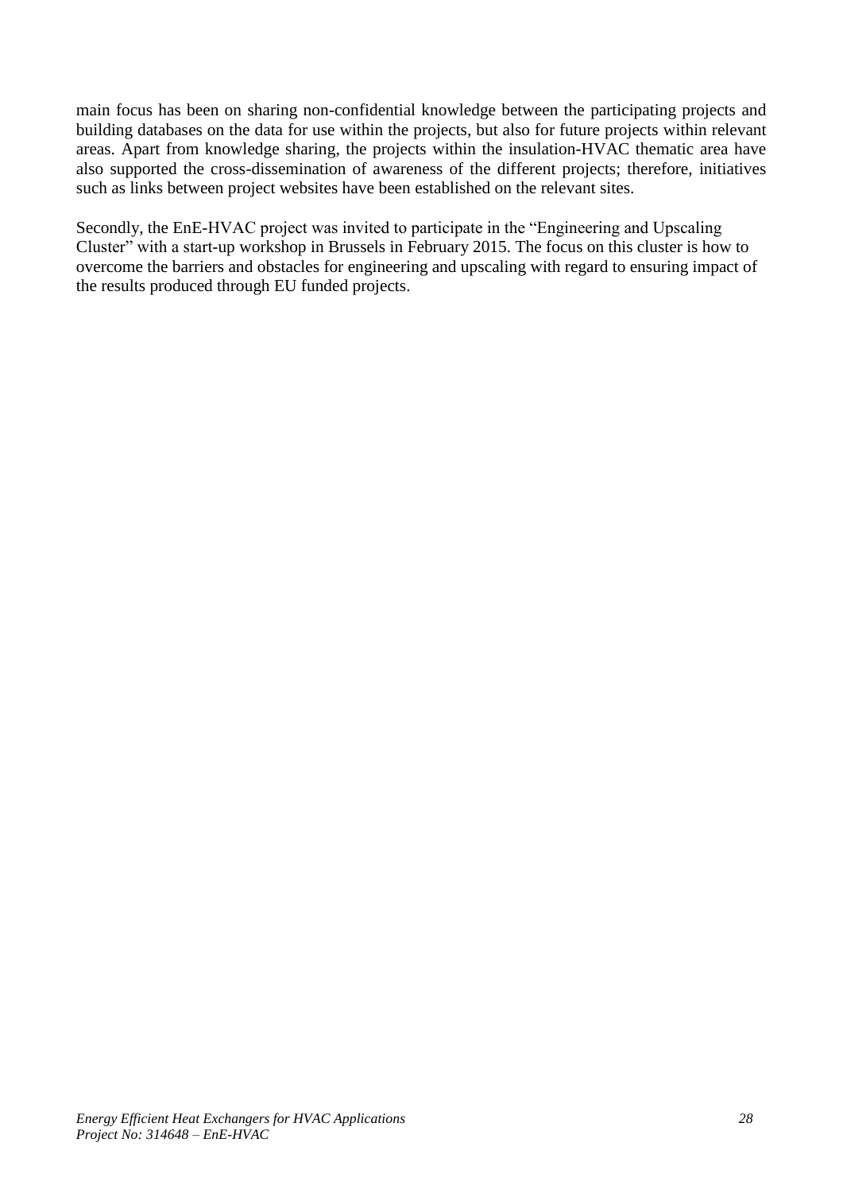main focus has been on sharing non-confidential knowledge between the participating projects and building databases on the data for use within the projects, but also for future projects within relevant areas. Apart from knowledge sharing, the projects within the insulation-HVAC thematic area have also supported the cross-dissemination of awareness of the different projects; therefore, initiatives such as links between project websites have been established on the relevant sites.

Secondly, the EnE-HVAC project was invited to participate in the "Engineering and Upscaling Cluster" with a start-up workshop in Brussels in February 2015. The focus on this cluster is how to overcome the barriers and obstacles for engineering and upscaling with regard to ensuring impact of the results produced through EU funded projects.